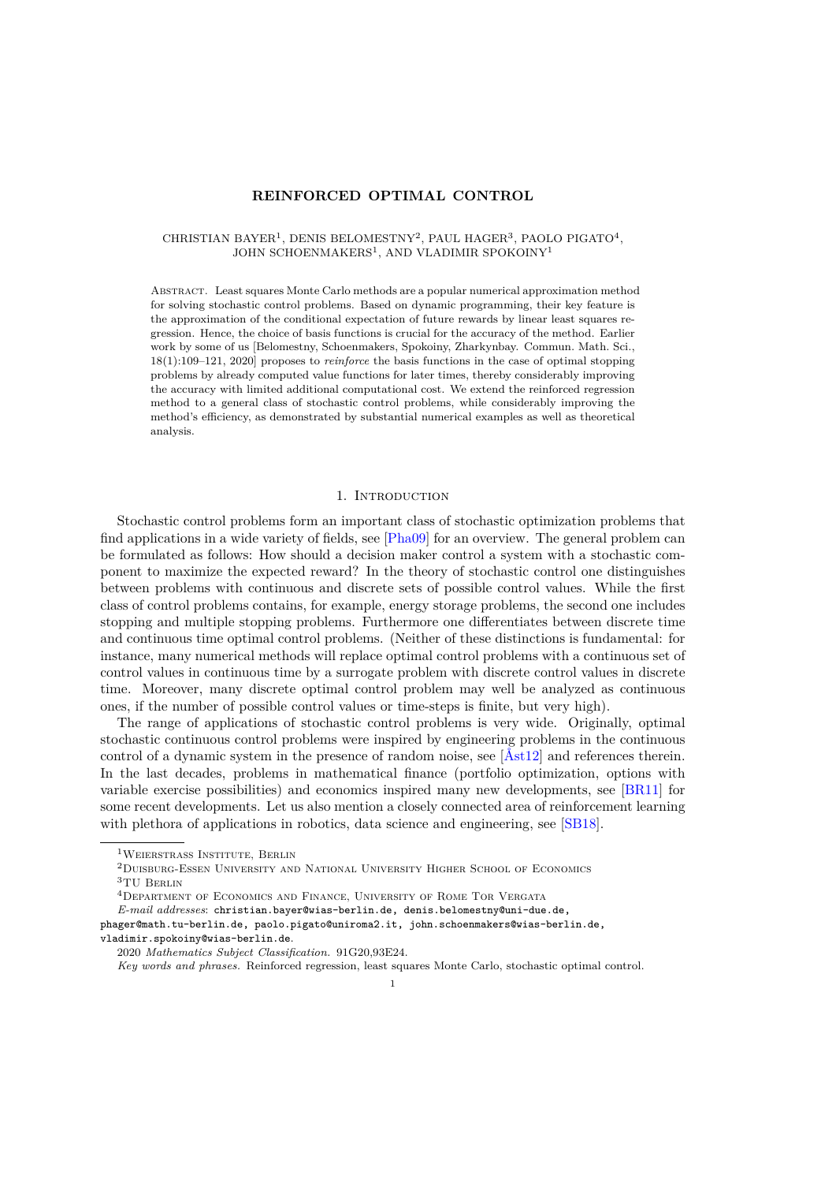# REINFORCED OPTIMAL CONTROL

CHRISTIAN BAYER[1], DENIS BELOMESTNY[2], PAUL HAGER[3], PAOLO PIGATO[4], JOHN SCHOENMAKERS[1], AND VLADIMIR SPOKOINY[1]

Abstract. Least squares Monte Carlo methods are a popular numerical approximation method for solving stochastic control problems. Based on dynamic programming, their key feature is the approximation of the conditional expectation of future rewards by linear least squares regression. Hence, the choice of basis functions is crucial for the accuracy of the method. Earlier work by some of us [Belomestny, Schoenmakers, Spokoiny, Zharkynbay. Commun. Math. Sci., 18(1):109–121, 2020] proposes to *reinforce* the basis functions in the case of optimal stopping problems by already computed value functions for later times, thereby considerably improving the accuracy with limited additional computational cost. We extend the reinforced regression method to a general class of stochastic control problems, while considerably improving the method's efficiency, as demonstrated by substantial numerical examples as well as theoretical analysis.

## 1. Introduction

Stochastic control problems form an important class of stochastic optimization problems that find applications in a wide variety of fields, see [Pha09] for an overview. The general problem can be formulated as follows: How should a decision maker control a system with a stochastic component to maximize the expected reward? In the theory of stochastic control one distinguishes between problems with continuous and discrete sets of possible control values. While the first class of control problems contains, for example, energy storage problems, the second one includes stopping and multiple stopping problems. Furthermore one differentiates between discrete time and continuous time optimal control problems. (Neither of these distinctions is fundamental: for instance, many numerical methods will replace optimal control problems with a continuous set of control values in continuous time by a surrogate problem with discrete control values in discrete time. Moreover, many discrete optimal control problem may well be analyzed as continuous ones, if the number of possible control values or time-steps is finite, but very high).

The range of applications of stochastic control problems is very wide. Originally, optimal stochastic continuous control problems were inspired by engineering problems in the continuous control of a dynamic system in the presence of random noise, see [Åst12] and references therein. In the last decades, problems in mathematical finance (portfolio optimization, options with variable exercise possibilities) and economics inspired many new developments, see [BR11] for some recent developments. Let us also mention a closely connected area of reinforcement learning with plethora of applications in robotics, data science and engineering, see [SB18].

[1] Weierstrass Institute, Berlin

[2] Duisburg-Essen University and National University Higher School of Economics

[3] TU Berlin

[4] Department of Economics and Finance, University of Rome Tor Vergata

*E-mail addresses*: christian.bayer@wias-berlin.de, denis.belomestny@uni-due.de, phager@math.tu-berlin.de, paolo.pigato@uniroma2.it, john.schoenmakers@wias-berlin.de, vladimir.spokoiny@wias-berlin.de.

2020 *Mathematics Subject Classification.* 91G20,93E24.

*Key words and phrases.* Reinforced regression, least squares Monte Carlo, stochastic optimal control.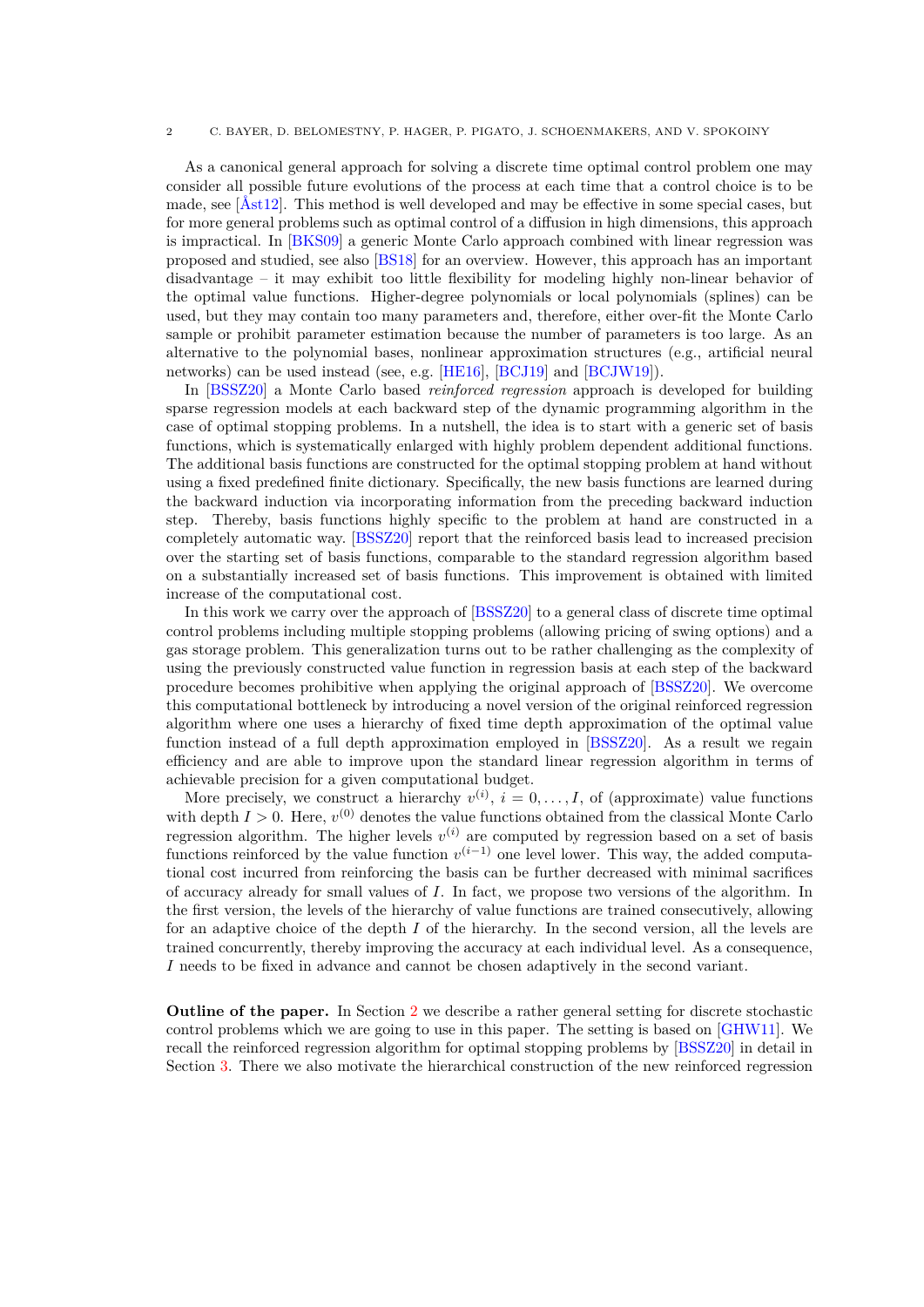As a canonical general approach for solving a discrete time optimal control problem one may consider all possible future evolutions of the process at each time that a control choice is to be made, see [Åst12]. This method is well developed and may be effective in some special cases, but for more general problems such as optimal control of a diffusion in high dimensions, this approach is impractical. In [BKS09] a generic Monte Carlo approach combined with linear regression was proposed and studied, see also [BS18] for an overview. However, this approach has an important disadvantage – it may exhibit too little flexibility for modeling highly non-linear behavior of the optimal value functions. Higher-degree polynomials or local polynomials (splines) can be used, but they may contain too many parameters and, therefore, either over-fit the Monte Carlo sample or prohibit parameter estimation because the number of parameters is too large. As an alternative to the polynomial bases, nonlinear approximation structures (e.g., artificial neural networks) can be used instead (see, e.g. [HE16], [BCJ19] and [BCJW19]).

In [BSSZ20] a Monte Carlo based *reinforced regression* approach is developed for building sparse regression models at each backward step of the dynamic programming algorithm in the case of optimal stopping problems. In a nutshell, the idea is to start with a generic set of basis functions, which is systematically enlarged with highly problem dependent additional functions. The additional basis functions are constructed for the optimal stopping problem at hand without using a fixed predefined finite dictionary. Specifically, the new basis functions are learned during the backward induction via incorporating information from the preceding backward induction step. Thereby, basis functions highly specific to the problem at hand are constructed in a completely automatic way. [BSSZ20] report that the reinforced basis lead to increased precision over the starting set of basis functions, comparable to the standard regression algorithm based on a substantially increased set of basis functions. This improvement is obtained with limited increase of the computational cost.

In this work we carry over the approach of [BSSZ20] to a general class of discrete time optimal control problems including multiple stopping problems (allowing pricing of swing options) and a gas storage problem. This generalization turns out to be rather challenging as the complexity of using the previously constructed value function in regression basis at each step of the backward procedure becomes prohibitive when applying the original approach of [BSSZ20]. We overcome this computational bottleneck by introducing a novel version of the original reinforced regression algorithm where one uses a hierarchy of fixed time depth approximation of the optimal value function instead of a full depth approximation employed in [BSSZ20]. As a result we regain efficiency and are able to improve upon the standard linear regression algorithm in terms of achievable precision for a given computational budget.

More precisely, we construct a hierarchy $v^{(i)}$, $i = 0, \ldots, I$, of (approximate) value functions with depth $I > 0$. Here, $v^{(0)}$ denotes the value functions obtained from the classical Monte Carlo regression algorithm. The higher levels $v^{(i)}$ are computed by regression based on a set of basis functions reinforced by the value function $v^{(i-1)}$ one level lower. This way, the added computational cost incurred from reinforcing the basis can be further decreased with minimal sacrifices of accuracy already for small values of $I$. In fact, we propose two versions of the algorithm. In the first version, the levels of the hierarchy of value functions are trained consecutively, allowing for an adaptive choice of the depth $I$ of the hierarchy. In the second version, all the levels are trained concurrently, thereby improving the accuracy at each individual level. As a consequence, $I$ needs to be fixed in advance and cannot be chosen adaptively in the second variant.

**Outline of the paper.** In Section 2 we describe a rather general setting for discrete stochastic control problems which we are going to use in this paper. The setting is based on [GHW11]. We recall the reinforced regression algorithm for optimal stopping problems by [BSSZ20] in detail in Section 3. There we also motivate the hierarchical construction of the new reinforced regression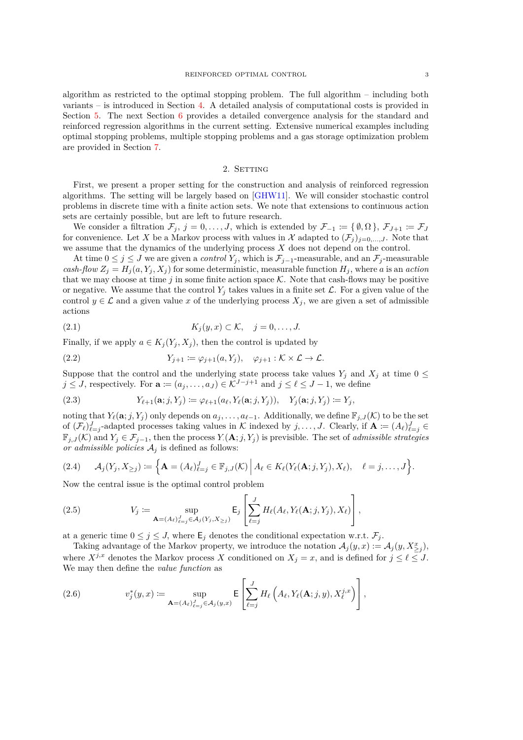algorithm as restricted to the optimal stopping problem. The full algorithm – including both variants – is introduced in Section 4. A detailed analysis of computational costs is provided in Section 5. The next Section 6 provides a detailed convergence analysis for the standard and reinforced regression algorithms in the current setting. Extensive numerical examples including optimal stopping problems, multiple stopping problems and a gas storage optimization problem are provided in Section 7.

## 2. Setting

First, we present a proper setting for the construction and analysis of reinforced regression algorithms. The setting will be largely based on [GHW11]. We will consider stochastic control problems in discrete time with a finite action sets. We note that extensions to continuous action sets are certainly possible, but are left to future research.

We consider a filtration $\mathcal{F}_j$, $j = 0, \ldots, J$, which is extended by $\mathcal{F}_{-1} := \{\emptyset, \Omega\}$, $\mathcal{F}_{J+1} := \mathcal{F}_J$ for convenience. Let $X$ be a Markov process with values in $\mathcal{X}$ adapted to $(\mathcal{F}_j)_{j=0,\ldots,J}$. Note that we assume that the dynamics of the underlying process $X$ does not depend on the control.

At time $0 \le j \le J$ we are given a *control* $Y_j$, which is $\mathcal{F}_{j-1}$-measurable, and an $\mathcal{F}_j$-measurable *cash-flow* $Z_j = H_j(a, Y_j, X_j)$ for some deterministic, measurable function $H_j$, where $a$ is an *action* that we may choose at time $j$ in some finite action space $\mathcal{K}$. Note that cash-flows may be positive or negative. We assume that the control $Y_j$ takes values in a finite set $\mathcal{L}$. For a given value of the control $y \in \mathcal{L}$ and a given value $x$ of the underlying process $X_j$, we are given a set of admissible actions

$$K_j(y, x) \subset \mathcal{K}, \quad j = 0, \ldots, J. \tag{2.1}$$

Finally, if we apply $a \in K_j(Y_j, X_j)$, then the control is updated by

$$Y_{j+1} := \varphi_{j+1}(a, Y_j), \quad \varphi_{j+1} : \mathcal{K} \times \mathcal{L} \to \mathcal{L}. \tag{2.2}$$

Suppose that the control and the underlying state process take values $Y_j$ and $X_j$ at time $0 \le j \le J$, respectively. For $\mathbf{a} := (a_j, \ldots, a_J) \in \mathcal{K}^{J-j+1}$ and $j \le \ell \le J-1$, we define

$$Y_{\ell+1}(\mathbf{a}; j, Y_j) := \varphi_{\ell+1}(a_\ell, Y_\ell(\mathbf{a}; j, Y_j)), \quad Y_j(\mathbf{a}; j, Y_j) := Y_j, \tag{2.3}$$

noting that $Y_\ell(\mathbf{a}; j, Y_j)$ only depends on $a_j, \ldots, a_{\ell-1}$. Additionally, we define $\mathbb{F}_{j,J}(\mathcal{K})$ to be the set of $(\mathcal{F}_\ell)_{\ell=j}^J$-adapted processes taking values in $\mathcal{K}$ indexed by $j, \ldots, J$. Clearly, if $\mathbf{A} := (A_\ell)_{\ell=j}^J \in \mathbb{F}_{j,J}(\mathcal{K})$ and $Y_j \in \mathcal{F}_{j-1}$, then the process $Y_\cdot(\mathbf{A}; j, Y_j)$ is previsible. The set of *admissible strategies or admissible policies* $\mathcal{A}_j$ is defined as follows:

$$\mathcal{A}_j(Y_j, X_{\ge j}) := \left\{ \mathbf{A} = (A_\ell)_{\ell=j}^J \in \mathbb{F}_{j,J}(\mathcal{K}) \,\middle|\, A_\ell \in K_\ell(Y_\ell(\mathbf{A}; j, Y_j), X_\ell), \quad \ell = j, \ldots, J \right\}. \tag{2.4}$$

Now the central issue is the optimal control problem

$$V_j := \sup_{\mathbf{A}=(A_\ell)_{\ell=j}^J \in \mathcal{A}_j(Y_j, X_{\ge j})} \mathsf{E}_j \left[ \sum_{\ell=j}^J H_\ell(A_\ell, Y_\ell(\mathbf{A}; j, Y_j), X_\ell) \right], \tag{2.5}$$

at a generic time $0 \le j \le J$, where $\mathsf{E}_j$ denotes the conditional expectation w.r.t. $\mathcal{F}_j$.

Taking advantage of the Markov property, we introduce the notation $\mathcal{A}_j(y, x) := \mathcal{A}_j(y, X^x_{\ge j})$, where $X^{j,x}$ denotes the Markov process $X$ conditioned on $X_j = x$, and is defined for $j \le \ell \le J$. We may then define the *value function* as

$$v_j^*(y, x) := \sup_{\mathbf{A}=(A_\ell)_{\ell=j}^J \in \mathcal{A}_j(y,x)} \mathsf{E} \left[ \sum_{\ell=j}^J H_\ell \left( A_\ell, Y_\ell(\mathbf{A}; j, y), X_\ell^{j,x} \right) \right], \tag{2.6}$$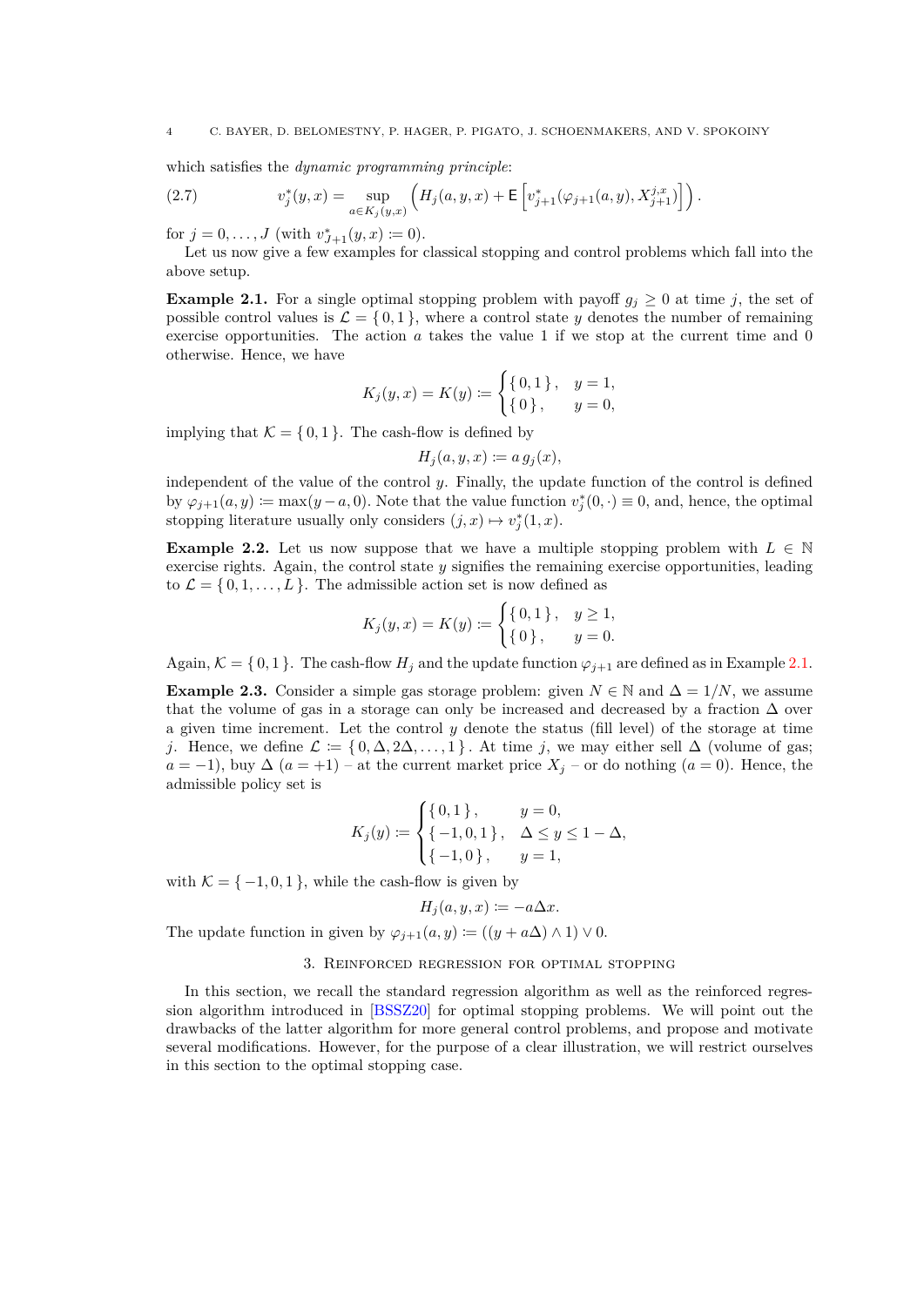which satisfies the *dynamic programming principle*:

$$v_j^*(y,x) = \sup_{a\in K_j(y,x)} \left( H_j(a,y,x) + \mathsf{E}\left[ v_{j+1}^*(\varphi_{j+1}(a,y), X_{j+1}^{j,x}) \right] \right). \tag{2.7}$$

for $j = 0, \dots, J$ (with $v_{J+1}^*(y,x) \coloneqq 0$).

Let us now give a few examples for classical stopping and control problems which fall into the above setup.

**Example 2.1.** For a single optimal stopping problem with payoff $g_j \geq 0$ at time $j$, the set of possible control values is $\mathcal{L} = \{0, 1\}$, where a control state $y$ denotes the number of remaining exercise opportunities. The action $a$ takes the value 1 if we stop at the current time and 0 otherwise. Hence, we have

$$K_j(y,x) = K(y) \coloneqq \begin{cases} \{0,1\}, & y = 1, \\ \{0\}, & y = 0, \end{cases}$$

implying that $\mathcal{K} = \{0, 1\}$. The cash-flow is defined by

$$H_j(a,y,x) \coloneqq a\, g_j(x),$$

independent of the value of the control $y$. Finally, the update function of the control is defined by $\varphi_{j+1}(a,y) \coloneqq \max(y - a, 0)$. Note that the value function $v_j^*(0,\cdot) \equiv 0$, and, hence, the optimal stopping literature usually only considers $(j,x) \mapsto v_j^*(1,x)$.

**Example 2.2.** Let us now suppose that we have a multiple stopping problem with $L \in \mathbb{N}$ exercise rights. Again, the control state $y$ signifies the remaining exercise opportunities, leading to $\mathcal{L} = \{0, 1, \dots, L\}$. The admissible action set is now defined as

$$K_j(y,x) = K(y) \coloneqq \begin{cases} \{0,1\}, & y \geq 1, \\ \{0\}, & y = 0. \end{cases}$$

Again, $\mathcal{K} = \{0, 1\}$. The cash-flow $H_j$ and the update function $\varphi_{j+1}$ are defined as in Example 2.1.

**Example 2.3.** Consider a simple gas storage problem: given $N \in \mathbb{N}$ and $\Delta = 1/N$, we assume that the volume of gas in a storage can only be increased and decreased by a fraction $\Delta$ over a given time increment. Let the control $y$ denote the status (fill level) of the storage at time $j$. Hence, we define $\mathcal{L} \coloneqq \{0, \Delta, 2\Delta, \dots, 1\}$. At time $j$, we may either sell $\Delta$ (volume of gas; $a = -1$), buy $\Delta$ ($a = +1$) – at the current market price $X_j$ – or do nothing ($a = 0$). Hence, the admissible policy set is

$$K_j(y) \coloneqq \begin{cases} \{0,1\}, & y = 0, \\ \{-1,0,1\}, & \Delta \leq y \leq 1-\Delta, \\ \{-1,0\}, & y = 1, \end{cases}$$

with $\mathcal{K} = \{-1, 0, 1\}$, while the cash-flow is given by

$$H_j(a,y,x) \coloneqq -a\Delta x.$$

The update function in given by $\varphi_{j+1}(a,y) \coloneqq ((y + a\Delta) \wedge 1) \vee 0$.

## 3. Reinforced regression for optimal stopping

In this section, we recall the standard regression algorithm as well as the reinforced regression algorithm introduced in [BSSZ20] for optimal stopping problems. We will point out the drawbacks of the latter algorithm for more general control problems, and propose and motivate several modifications. However, for the purpose of a clear illustration, we will restrict ourselves in this section to the optimal stopping case.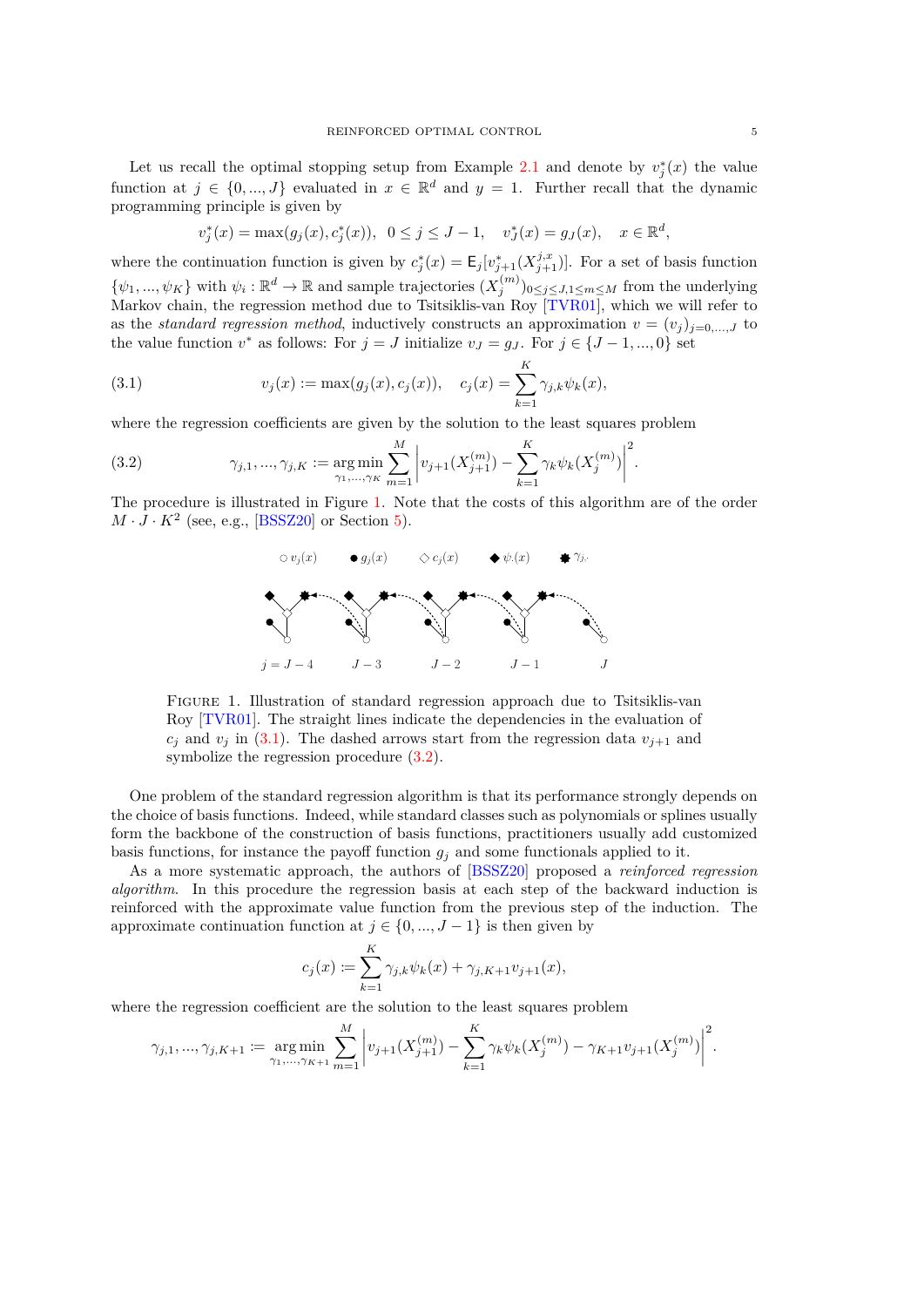Let us recall the optimal stopping setup from Example 2.1 and denote by $v_j^*(x)$ the value function at $j \in \{0, ..., J\}$ evaluated in $x \in \mathbb{R}^d$ and $y = 1$. Further recall that the dynamic programming principle is given by

$$v_j^*(x) = \max(g_j(x), c_j^*(x)), \quad 0 \le j \le J-1, \quad v_J^*(x) = g_J(x), \quad x \in \mathbb{R}^d,$$

where the continuation function is given by $c_j^*(x) = \mathsf{E}_j[v_{j+1}^*(X_{j+1}^{j,x})]$. For a set of basis function $\{\psi_1, ..., \psi_K\}$ with $\psi_i : \mathbb{R}^d \to \mathbb{R}$ and sample trajectories $(X_j^{(m)})_{0 \le j \le J, 1 \le m \le M}$ from the underlying Markov chain, the regression method due to Tsitsiklis-van Roy [TVR01], which we will refer to as the *standard regression method*, inductively constructs an approximation $v = (v_j)_{j=0,...,J}$ to the value function $v^*$ as follows: For $j = J$ initialize $v_J = g_J$. For $j \in \{J-1, ..., 0\}$ set

$$v_j(x) := \max(g_j(x), c_j(x)), \quad c_j(x) = \sum_{k=1}^{K} \gamma_{j,k} \psi_k(x), \tag{3.1}$$

where the regression coefficients are given by the solution to the least squares problem

$$\gamma_{j,1}, ..., \gamma_{j,K} := \operatorname*{arg\,min}_{\gamma_1, ..., \gamma_K} \sum_{m=1}^{M} \left| v_{j+1}(X_{j+1}^{(m)}) - \sum_{k=1}^{K} \gamma_k \psi_k(X_j^{(m)}) \right|^2. \tag{3.2}$$

The procedure is illustrated in Figure 1. Note that the costs of this algorithm are of the order $M \cdot J \cdot K^2$ (see, e.g., [BSSZ20] or Section 5).

Figure 1. Illustration of standard regression approach due to Tsitsiklis-van Roy [TVR01]. The straight lines indicate the dependencies in the evaluation of $c_j$ and $v_j$ in (3.1). The dashed arrows start from the regression data $v_{j+1}$ and symbolize the regression procedure (3.2).

One problem of the standard regression algorithm is that its performance strongly depends on the choice of basis functions. Indeed, while standard classes such as polynomials or splines usually form the backbone of the construction of basis functions, practitioners usually add customized basis functions, for instance the payoff function $g_j$ and some functionals applied to it.

As a more systematic approach, the authors of [BSSZ20] proposed a *reinforced regression algorithm*. In this procedure the regression basis at each step of the backward induction is reinforced with the approximate value function from the previous step of the induction. The approximate continuation function at $j \in \{0, ..., J-1\}$ is then given by

$$c_j(x) := \sum_{k=1}^{K} \gamma_{j,k} \psi_k(x) + \gamma_{j,K+1} v_{j+1}(x),$$

where the regression coefficient are the solution to the least squares problem

$$\gamma_{j,1}, ..., \gamma_{j,K+1} := \operatorname*{arg\,min}_{\gamma_1, ..., \gamma_{K+1}} \sum_{m=1}^{M} \left| v_{j+1}(X_{j+1}^{(m)}) - \sum_{k=1}^{K} \gamma_k \psi_k(X_j^{(m)}) - \gamma_{K+1} v_{j+1}(X_j^{(m)}) \right|^2.$$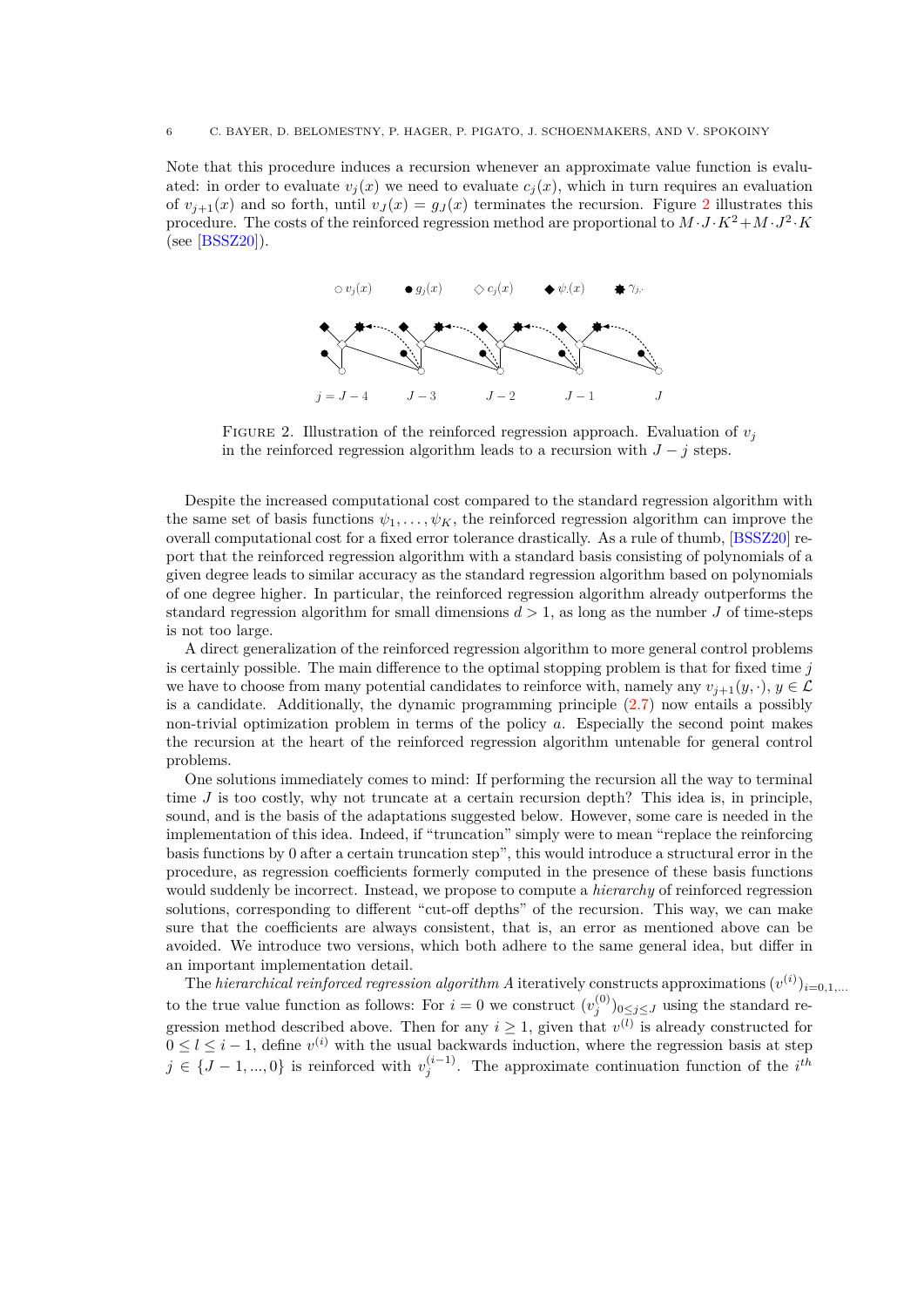Note that this procedure induces a recursion whenever an approximate value function is evaluated: in order to evaluate $v_j(x)$ we need to evaluate $c_j(x)$, which in turn requires an evaluation of $v_{j+1}(x)$ and so forth, until $v_J(x) = g_J(x)$ terminates the recursion. Figure 2 illustrates this procedure. The costs of the reinforced regression method are proportional to $M \cdot J \cdot K^2 + M \cdot J^2 \cdot K$ (see [BSSZ20]).

FIGURE 2. Illustration of the reinforced regression approach. Evaluation of $v_j$ in the reinforced regression algorithm leads to a recursion with $J - j$ steps.

Despite the increased computational cost compared to the standard regression algorithm with the same set of basis functions $\psi_1, \ldots, \psi_K$, the reinforced regression algorithm can improve the overall computational cost for a fixed error tolerance drastically. As a rule of thumb, [BSSZ20] report that the reinforced regression algorithm with a standard basis consisting of polynomials of a given degree leads to similar accuracy as the standard regression algorithm based on polynomials of one degree higher. In particular, the reinforced regression algorithm already outperforms the standard regression algorithm for small dimensions $d > 1$, as long as the number $J$ of time-steps is not too large.

A direct generalization of the reinforced regression algorithm to more general control problems is certainly possible. The main difference to the optimal stopping problem is that for fixed time $j$ we have to choose from many potential candidates to reinforce with, namely any $v_{j+1}(y, \cdot)$, $y \in \mathcal{L}$ is a candidate. Additionally, the dynamic programming principle (2.7) now entails a possibly non-trivial optimization problem in terms of the policy $a$. Especially the second point makes the recursion at the heart of the reinforced regression algorithm untenable for general control problems.

One solutions immediately comes to mind: If performing the recursion all the way to terminal time $J$ is too costly, why not truncate at a certain recursion depth? This idea is, in principle, sound, and is the basis of the adaptations suggested below. However, some care is needed in the implementation of this idea. Indeed, if "truncation" simply were to mean "replace the reinforcing basis functions by 0 after a certain truncation step", this would introduce a structural error in the procedure, as regression coefficients formerly computed in the presence of these basis functions would suddenly be incorrect. Instead, we propose to compute a *hierarchy* of reinforced regression solutions, corresponding to different "cut-off depths" of the recursion. This way, we can make sure that the coefficients are always consistent, that is, an error as mentioned above can be avoided. We introduce two versions, which both adhere to the same general idea, but differ in an important implementation detail.

The *hierarchical reinforced regression algorithm A* iteratively constructs approximations $(v^{(i)})_{i=0,1,\ldots}$ to the true value function as follows: For $i = 0$ we construct $(v_j^{(0)})_{0 \le j \le J}$ using the standard regression method described above. Then for any $i \ge 1$, given that $v^{(l)}$ is already constructed for $0 \le l \le i - 1$, define $v^{(i)}$ with the usual backwards induction, where the regression basis at step $j \in \{J-1, \ldots, 0\}$ is reinforced with $v_j^{(i-1)}$. The approximate continuation function of the $i^{th}$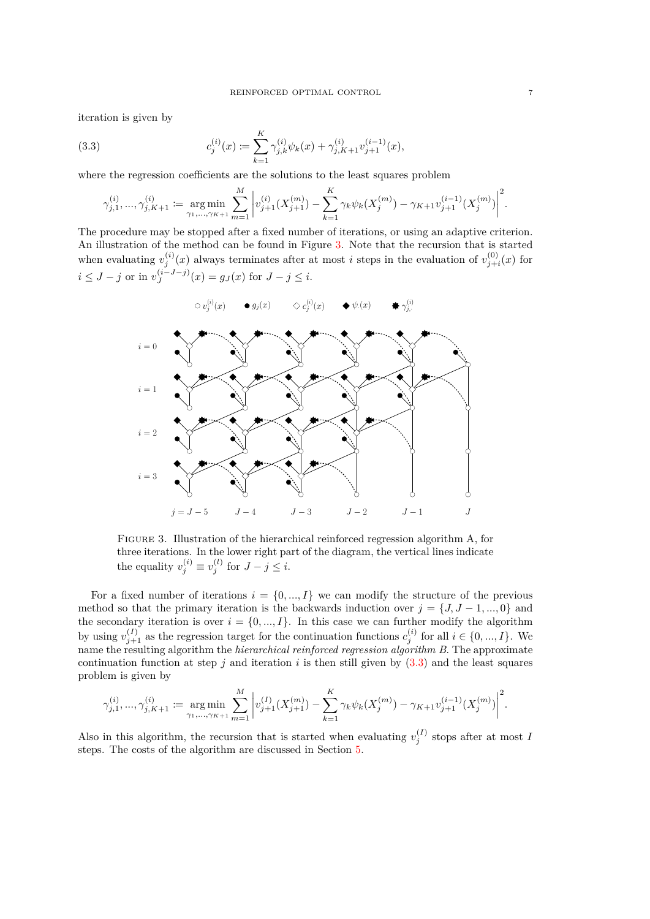iteration is given by

$$c_j^{(i)}(x) \coloneqq \sum_{k=1}^{K} \gamma_{j,k}^{(i)} \psi_k(x) + \gamma_{j,K+1}^{(i)} v_{j+1}^{(i-1)}(x), \tag{3.3}$$

where the regression coefficients are the solutions to the least squares problem

$$\gamma_{j,1}^{(i)}, ..., \gamma_{j,K+1}^{(i)} \coloneqq \underset{\gamma_1,...,\gamma_{K+1}}{\arg\min} \sum_{m=1}^{M} \left| v_{j+1}^{(i)}(X_{j+1}^{(m)}) - \sum_{k=1}^{K} \gamma_k \psi_k(X_j^{(m)}) - \gamma_{K+1} v_{j+1}^{(i-1)}(X_j^{(m)}) \right|^2.$$

The procedure may be stopped after a fixed number of iterations, or using an adaptive criterion. An illustration of the method can be found in Figure 3. Note that the recursion that is started when evaluating $v_j^{(i)}(x)$ always terminates after at most $i$ steps in the evaluation of $v_{j+i}^{(0)}(x)$ for $i \leq J - j$ or in $v_J^{(i-J-j)}(x) = g_J(x)$ for $J - j \leq i$.

Figure 3. Illustration of the hierarchical reinforced regression algorithm A, for three iterations. In the lower right part of the diagram, the vertical lines indicate the equality $v_j^{(i)} \equiv v_j^{(l)}$ for $J - j \leq i$.

For a fixed number of iterations $i = \{0, ..., I\}$ we can modify the structure of the previous method so that the primary iteration is the backwards induction over $j = \{J, J-1, ..., 0\}$ and the secondary iteration is over $i = \{0, ..., I\}$. In this case we can further modify the algorithm by using $v_{j+1}^{(I)}$ as the regression target for the continuation functions $c_j^{(i)}$ for all $i \in \{0, ..., I\}$. We name the resulting algorithm the *hierarchical reinforced regression algorithm B*. The approximate continuation function at step $j$ and iteration $i$ is then still given by (3.3) and the least squares problem is given by

$$\gamma_{j,1}^{(i)}, ..., \gamma_{j,K+1}^{(i)} \coloneqq \underset{\gamma_1,...,\gamma_{K+1}}{\arg\min} \sum_{m=1}^{M} \left| v_{j+1}^{(I)}(X_{j+1}^{(m)}) - \sum_{k=1}^{K} \gamma_k \psi_k(X_j^{(m)}) - \gamma_{K+1} v_{j+1}^{(i-1)}(X_j^{(m)}) \right|^2.$$

Also in this algorithm, the recursion that is started when evaluating $v_j^{(I)}$ stops after at most $I$ steps. The costs of the algorithm are discussed in Section 5.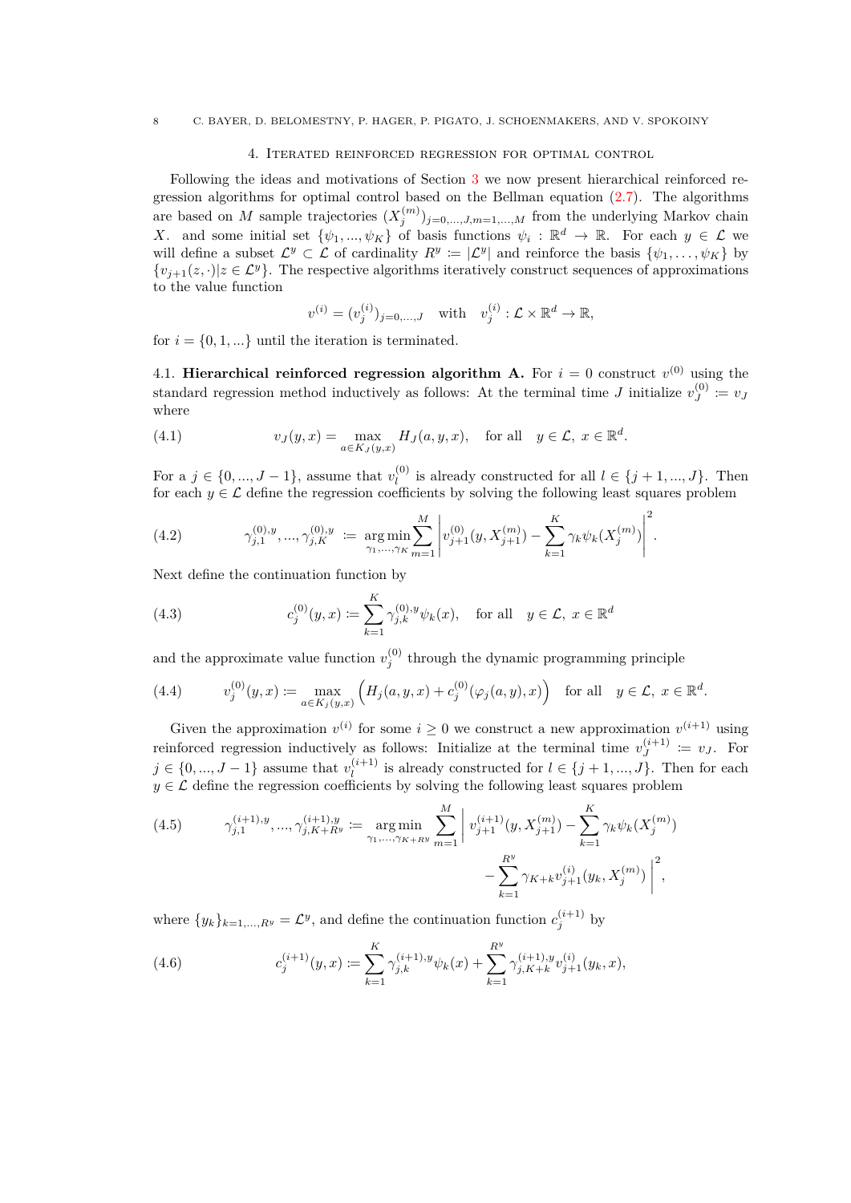## 4. Iterated reinforced regression for optimal control

Following the ideas and motivations of Section 3 we now present hierarchical reinforced regression algorithms for optimal control based on the Bellman equation (2.7). The algorithms are based on $M$ sample trajectories $(X_j^{(m)})_{j=0,...,J,m=1,...,M}$ from the underlying Markov chain $X$. and some initial set $\{\psi_1, ..., \psi_K\}$ of basis functions $\psi_i : \mathbb{R}^d \to \mathbb{R}$. For each $y \in \mathcal{L}$ we will define a subset $\mathcal{L}^y \subset \mathcal{L}$ of cardinality $R^y := |\mathcal{L}^y|$ and reinforce the basis $\{\psi_1, \ldots, \psi_K\}$ by $\{v_{j+1}(z, \cdot)|z \in \mathcal{L}^y\}$. The respective algorithms iteratively construct sequences of approximations to the value function

$$v^{(i)} = (v_j^{(i)})_{j=0,...,J} \quad \text{with} \quad v_j^{(i)} : \mathcal{L} \times \mathbb{R}^d \to \mathbb{R},$$

for $i = \{0, 1, ...\}$ until the iteration is terminated.

### 4.1. Hierarchical reinforced regression algorithm A.

For $i = 0$ construct $v^{(0)}$ using the standard regression method inductively as follows: At the terminal time $J$ initialize $v_J^{(0)} := v_J$ where

$$v_J(y, x) = \max_{a \in K_J(y,x)} H_J(a, y, x), \quad \text{for all} \quad y \in \mathcal{L},\ x \in \mathbb{R}^d. \tag{4.1}$$

For a $j \in \{0, ..., J-1\}$, assume that $v_l^{(0)}$ is already constructed for all $l \in \{j+1, ..., J\}$. Then for each $y \in \mathcal{L}$ define the regression coefficients by solving the following least squares problem

$$\gamma_{j,1}^{(0),y}, ..., \gamma_{j,K}^{(0),y} := \operatorname*{arg\,min}_{\gamma_1,...,\gamma_K} \sum_{m=1}^{M} \left| v_{j+1}^{(0)}(y, X_{j+1}^{(m)}) - \sum_{k=1}^{K} \gamma_k \psi_k(X_j^{(m)}) \right|^2. \tag{4.2}$$

Next define the continuation function by

$$c_j^{(0)}(y, x) := \sum_{k=1}^{K} \gamma_{j,k}^{(0),y} \psi_k(x), \quad \text{for all} \quad y \in \mathcal{L},\ x \in \mathbb{R}^d \tag{4.3}$$

and the approximate value function $v_j^{(0)}$ through the dynamic programming principle

$$v_j^{(0)}(y, x) := \max_{a \in K_j(y,x)} \Big( H_j(a, y, x) + c_j^{(0)}(\varphi_j(a, y), x) \Big) \quad \text{for all} \quad y \in \mathcal{L},\ x \in \mathbb{R}^d. \tag{4.4}$$

Given the approximation $v^{(i)}$ for some $i \geq 0$ we construct a new approximation $v^{(i+1)}$ using reinforced regression inductively as follows: Initialize at the terminal time $v_J^{(i+1)} := v_J$. For $j \in \{0, ..., J-1\}$ assume that $v_l^{(i+1)}$ is already constructed for $l \in \{j+1, ..., J\}$. Then for each $y \in \mathcal{L}$ define the regression coefficients by solving the following least squares problem

$$\gamma_{j,1}^{(i+1),y}, ..., \gamma_{j,K+R^y}^{(i+1),y} := \operatorname*{arg\,min}_{\gamma_1,...,\gamma_{K+R^y}} \sum_{m=1}^{M} \Bigg| v_{j+1}^{(i+1)}(y, X_{j+1}^{(m)}) - \sum_{k=1}^{K} \gamma_k \psi_k(X_j^{(m)}) - \sum_{k=1}^{R^y} \gamma_{K+k} v_{j+1}^{(i)}(y_k, X_j^{(m)}) \Bigg|^2, \tag{4.5}$$

where $\{y_k\}_{k=1,...,R^y} = \mathcal{L}^y$, and define the continuation function $c_j^{(i+1)}$ by

$$c_j^{(i+1)}(y, x) := \sum_{k=1}^{K} \gamma_{j,k}^{(i+1),y} \psi_k(x) + \sum_{k=1}^{R^y} \gamma_{j,K+k}^{(i+1),y} v_{j+1}^{(i)}(y_k, x), \tag{4.6}$$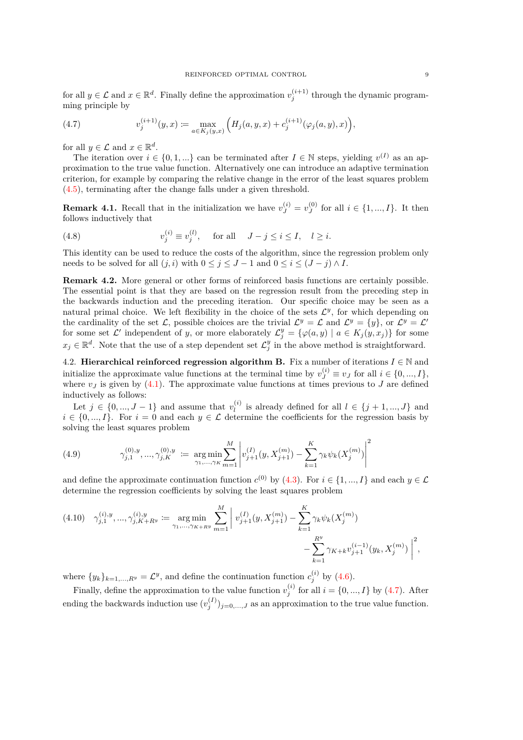for all $y \in \mathcal{L}$ and $x \in \mathbb{R}^d$. Finally define the approximation $v_j^{(i+1)}$ through the dynamic programming principle by

$$v_j^{(i+1)}(y,x) \coloneqq \max_{a \in K_j(y,x)} \Big( H_j(a,y,x) + c_j^{(i+1)}(\varphi_j(a,y),x) \Big), \tag{4.7}$$

for all $y \in \mathcal{L}$ and $x \in \mathbb{R}^d$.

The iteration over $i \in \{0,1,...\}$ can be terminated after $I \in \mathbb{N}$ steps, yielding $v^{(I)}$ as an approximation to the true value function. Alternatively one can introduce an adaptive termination criterion, for example by comparing the relative change in the error of the least squares problem (4.5), terminating after the change falls under a given threshold.

**Remark 4.1.** Recall that in the initialization we have $v_J^{(i)} = v_J^{(0)}$ for all $i \in \{1,...,I\}$. It then follows inductively that

$$v_j^{(i)} \equiv v_j^{(l)}, \quad \text{for all} \quad J-j \le i \le I, \quad l \ge i. \tag{4.8}$$

This identity can be used to reduce the costs of the algorithm, since the regression problem only needs to be solved for all $(j,i)$ with $0 \le j \le J-1$ and $0 \le i \le (J-j) \wedge I$.

**Remark 4.2.** More general or other forms of reinforced basis functions are certainly possible. The essential point is that they are based on the regression result from the preceding step in the backwards induction and the preceding iteration. Our specific choice may be seen as a natural primal choice. We left flexibility in the choice of the sets $\mathcal{L}^y$, for which depending on the cardinality of the set $\mathcal{L}$, possible choices are the trivial $\mathcal{L}^y = \mathcal{L}$ and $\mathcal{L}^y = \{y\}$, or $\mathcal{L}^y = \mathcal{L}'$ for some set $\mathcal{L}'$ independent of $y$, or more elaborately $\mathcal{L}_j^y = \{\varphi(a,y) \mid a \in K_j(y,x_j)\}$ for some $x_j \in \mathbb{R}^d$. Note that the use of a step dependent set $\mathcal{L}_j^y$ in the above method is straightforward.

4.2. **Hierarchical reinforced regression algorithm B.** Fix a number of iterations $I \in \mathbb{N}$ and initialize the approximate value functions at the terminal time by $v_J^{(i)} \equiv v_J$ for all $i \in \{0,...,I\}$, where $v_J$ is given by (4.1). The approximate value functions at times previous to $J$ are defined inductively as follows:

Let $j \in \{0,...,J-1\}$ and assume that $v_l^{(i)}$ is already defined for all $l \in \{j+1,...,J\}$ and $i \in \{0,...,I\}$. For $i=0$ and each $y \in \mathcal{L}$ determine the coefficients for the regression basis by solving the least squares problem

$$\gamma_{j,1}^{(0),y},...,\gamma_{j,K}^{(0),y} \coloneqq \operatorname*{arg\,min}_{\gamma_1,...,\gamma_K} \sum_{m=1}^M \left| v_{j+1}^{(I)}(y, X_{j+1}^{(m)}) - \sum_{k=1}^K \gamma_k \psi_k(X_j^{(m)}) \right|^2 \tag{4.9}$$

and define the approximate continuation function $c^{(0)}$ by (4.3). For $i \in \{1,...,I\}$ and each $y \in \mathcal{L}$ determine the regression coefficients by solving the least squares problem

$$\gamma_{j,1}^{(i),y},...,\gamma_{j,K+R^y}^{(i),y} \coloneqq \operatorname*{arg\,min}_{\gamma_1,...,\gamma_{K+R^y}} \sum_{m=1}^M \Bigg| v_{j+1}^{(I)}(y,X_{j+1}^{(m)}) - \sum_{k=1}^K \gamma_k \psi_k(X_j^{(m)}) - \sum_{k=1}^{R^y} \gamma_{K+k} v_{j+1}^{(i-1)}(y_k, X_j^{(m)}) \Bigg|^2, \tag{4.10}$$

where $\{y_k\}_{k=1,...,R^y} = \mathcal{L}^y$, and define the continuation function $c_j^{(i)}$ by (4.6).

Finally, define the approximation to the value function $v_j^{(i)}$ for all $i = \{0,...,I\}$ by (4.7). After ending the backwards induction use $(v_j^{(I)})_{j=0,...,J}$ as an approximation to the true value function.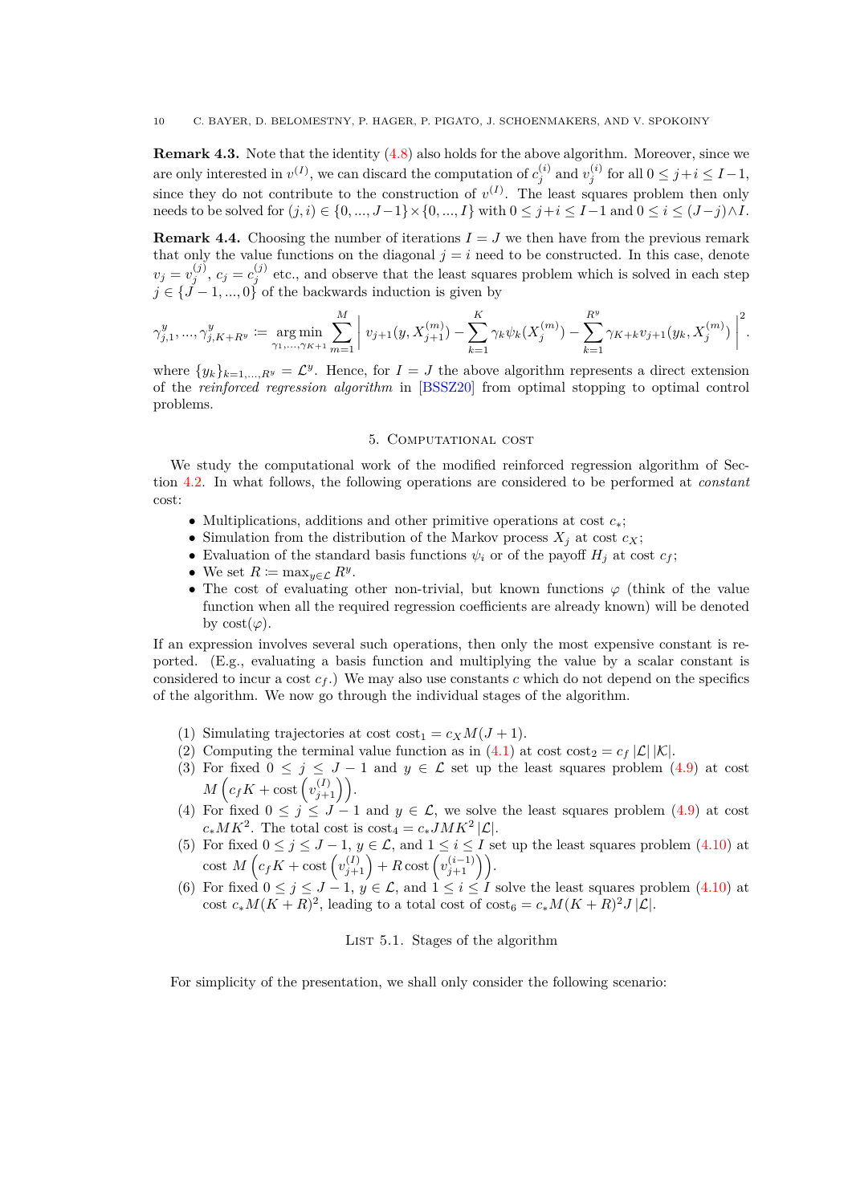**Remark 4.3.** Note that the identity (4.8) also holds for the above algorithm. Moreover, since we are only interested in $v^{(I)}$, we can discard the computation of $c_j^{(i)}$ and $v_j^{(i)}$ for all $0 \le j+i \le I-1$, since they do not contribute to the construction of $v^{(I)}$. The least squares problem then only needs to be solved for $(j,i) \in \{0,...,J-1\} \times \{0,...,I\}$ with $0 \le j+i \le I-1$ and $0 \le i \le (J-j) \wedge I$.

**Remark 4.4.** Choosing the number of iterations $I = J$ we then have from the previous remark that only the value functions on the diagonal $j = i$ need to be constructed. In this case, denote $v_j = v_j^{(j)}$, $c_j = c_j^{(j)}$ etc., and observe that the least squares problem which is solved in each step $j \in \{J-1,...,0\}$ of the backwards induction is given by

$$\gamma_{j,1}^y, ..., \gamma_{j,K+R^y}^y \coloneqq \operatorname*{arg\,min}_{\gamma_1,...,\gamma_{K+1}} \sum_{m=1}^{M} \left| v_{j+1}(y, X_{j+1}^{(m)}) - \sum_{k=1}^{K} \gamma_k \psi_k(X_j^{(m)}) - \sum_{k=1}^{R^y} \gamma_{K+k} v_{j+1}(y_k, X_j^{(m)}) \right|^2.$$

where $\{y_k\}_{k=1,...,R^y} = \mathcal{L}^y$. Hence, for $I = J$ the above algorithm represents a direct extension of the *reinforced regression algorithm* in [BSSZ20] from optimal stopping to optimal control problems.

## 5. Computational cost

We study the computational work of the modified reinforced regression algorithm of Section 4.2. In what follows, the following operations are considered to be performed at *constant* cost:

- Multiplications, additions and other primitive operations at cost $c_*$;
- Simulation from the distribution of the Markov process $X_j$ at cost $c_X$;
- Evaluation of the standard basis functions $\psi_i$ or of the payoff $H_j$ at cost $c_f$;
- We set $R \coloneqq \max_{y \in \mathcal{L}} R^y$.
- The cost of evaluating other non-trivial, but known functions $\varphi$ (think of the value function when all the required regression coefficients are already known) will be denoted by $\operatorname{cost}(\varphi)$.

If an expression involves several such operations, then only the most expensive constant is reported. (E.g., evaluating a basis function and multiplying the value by a scalar constant is considered to incur a cost $c_f$.) We may also use constants $c$ which do not depend on the specifics of the algorithm. We now go through the individual stages of the algorithm.

(1) Simulating trajectories at cost $\text{cost}_1 = c_X M(J+1)$.
(2) Computing the terminal value function as in (4.1) at cost $\text{cost}_2 = c_f \, |\mathcal{L}| \, |\mathcal{K}|$.
(3) For fixed $0 \le j \le J-1$ and $y \in \mathcal{L}$ set up the least squares problem (4.9) at cost $M\left(c_f K + \operatorname{cost}\left(v_{j+1}^{(I)}\right)\right)$.
(4) For fixed $0 \le j \le J-1$ and $y \in \mathcal{L}$, we solve the least squares problem (4.9) at cost $c_* M K^2$. The total cost is $\text{cost}_4 = c_* J M K^2 \, |\mathcal{L}|$.
(5) For fixed $0 \le j \le J-1$, $y \in \mathcal{L}$, and $1 \le i \le I$ set up the least squares problem (4.10) at cost $M\left(c_f K + \operatorname{cost}\left(v_{j+1}^{(I)}\right) + R \operatorname{cost}\left(v_{j+1}^{(i-1)}\right)\right)$.
(6) For fixed $0 \le j \le J-1$, $y \in \mathcal{L}$, and $1 \le i \le I$ solve the least squares problem (4.10) at cost $c_* M(K+R)^2$, leading to a total cost of $\text{cost}_6 = c_* M(K+R)^2 J \, |\mathcal{L}|$.

List 5.1. Stages of the algorithm

For simplicity of the presentation, we shall only consider the following scenario: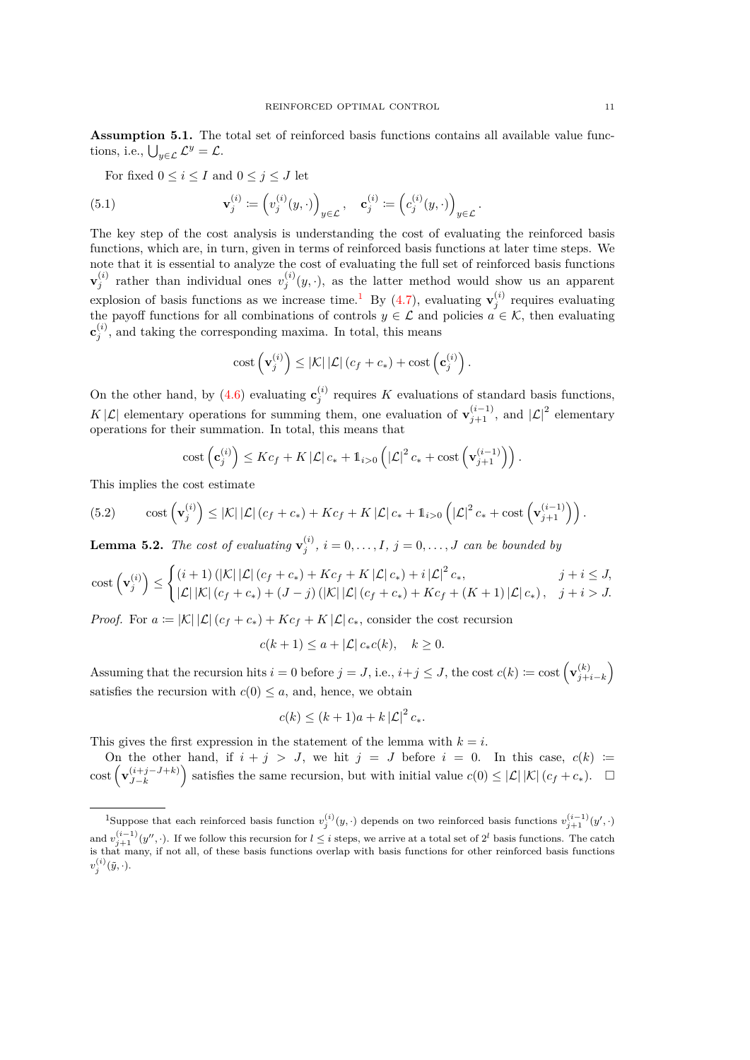**Assumption 5.1.** The total set of reinforced basis functions contains all available value functions, i.e., $\bigcup_{y\in\mathcal{L}} \mathcal{L}^y = \mathcal{L}$.

For fixed $0 \le i \le I$ and $0 \le j \le J$ let

$$\mathbf{v}_j^{(i)} := \left(v_j^{(i)}(y,\cdot)\right)_{y\in\mathcal{L}}, \quad \mathbf{c}_j^{(i)} := \left(c_j^{(i)}(y,\cdot)\right)_{y\in\mathcal{L}}. \tag{5.1}$$

The key step of the cost analysis is understanding the cost of evaluating the reinforced basis functions, which are, in turn, given in terms of reinforced basis functions at later time steps. We note that it is essential to analyze the cost of evaluating the full set of reinforced basis functions $\mathbf{v}_j^{(i)}$ rather than individual ones $v_j^{(i)}(y,\cdot)$, as the latter method would show us an apparent explosion of basis functions as we increase time.[1] By (4.7), evaluating $\mathbf{v}_j^{(i)}$ requires evaluating the payoff functions for all combinations of controls $y \in \mathcal{L}$ and policies $a \in \mathcal{K}$, then evaluating $\mathbf{c}_j^{(i)}$, and taking the corresponding maxima. In total, this means

$$\operatorname{cost}\left(\mathbf{v}_j^{(i)}\right) \le |\mathcal{K}|\,|\mathcal{L}|\,(c_f + c_*) + \operatorname{cost}\left(\mathbf{c}_j^{(i)}\right).$$

On the other hand, by (4.6) evaluating $\mathbf{c}_j^{(i)}$ requires $K$ evaluations of standard basis functions, $K\,|\mathcal{L}|$ elementary operations for summing them, one evaluation of $\mathbf{v}_{j+1}^{(i-1)}$, and $|\mathcal{L}|^2$ elementary operations for their summation. In total, this means that

$$\operatorname{cost}\left(\mathbf{c}_j^{(i)}\right) \le K c_f + K\,|\mathcal{L}|\,c_* + \mathbb{1}_{i>0}\left(|\mathcal{L}|^2 c_* + \operatorname{cost}\left(\mathbf{v}_{j+1}^{(i-1)}\right)\right).$$

This implies the cost estimate

$$\operatorname{cost}\left(\mathbf{v}_j^{(i)}\right) \le |\mathcal{K}|\,|\mathcal{L}|\,(c_f + c_*) + K c_f + K\,|\mathcal{L}|\,c_* + \mathbb{1}_{i>0}\left(|\mathcal{L}|^2 c_* + \operatorname{cost}\left(\mathbf{v}_{j+1}^{(i-1)}\right)\right). \tag{5.2}$$

**Lemma 5.2.** *The cost of evaluating $\mathbf{v}_j^{(i)}$, $i = 0,\dots,I$, $j = 0,\dots,J$ can be bounded by*

$$\operatorname{cost}\left(\mathbf{v}_j^{(i)}\right) \le \begin{cases} (i+1)\left(|\mathcal{K}|\,|\mathcal{L}|\,(c_f + c_*) + K c_f + K\,|\mathcal{L}|\,c_*\right) + i\,|\mathcal{L}|^2 c_*, & j+i \le J, \\ |\mathcal{L}|\,|\mathcal{K}|\,(c_f + c_*) + (J-j)\left(|\mathcal{K}|\,|\mathcal{L}|\,(c_f + c_*) + K c_f + (K+1)\,|\mathcal{L}|\,c_*\right), & j+i > J. \end{cases}$$

*Proof.* For $a := |\mathcal{K}|\,|\mathcal{L}|\,(c_f + c_*) + K c_f + K\,|\mathcal{L}|\,c_*$, consider the cost recursion

$$c(k+1) \le a + |\mathcal{L}|\,c_* c(k), \quad k \ge 0.$$

Assuming that the recursion hits $i = 0$ before $j = J$, i.e., $i + j \le J$, the cost $c(k) := \operatorname{cost}\left(\mathbf{v}_{j+i-k}^{(k)}\right)$ satisfies the recursion with $c(0) \le a$, and, hence, we obtain

$$c(k) \le (k+1)a + k\,|\mathcal{L}|^2 c_*.$$

This gives the first expression in the statement of the lemma with $k = i$.

On the other hand, if $i + j > J$, we hit $j = J$ before $i = 0$. In this case, $c(k) := \operatorname{cost}\left(\mathbf{v}_{J-k}^{(i+j-J+k)}\right)$ satisfies the same recursion, but with initial value $c(0) \le |\mathcal{L}|\,|\mathcal{K}|\,(c_f + c_*)$. $\square$

---

[1] Suppose that each reinforced basis function $v_j^{(i)}(y,\cdot)$ depends on two reinforced basis functions $v_{j+1}^{(i-1)}(y',\cdot)$ and $v_{j+1}^{(i-1)}(y'',\cdot)$. If we follow this recursion for $l \le i$ steps, we arrive at a total set of $2^l$ basis functions. The catch is that many, if not all, of these basis functions overlap with basis functions for other reinforced basis functions $v_j^{(i)}(\tilde{y},\cdot)$.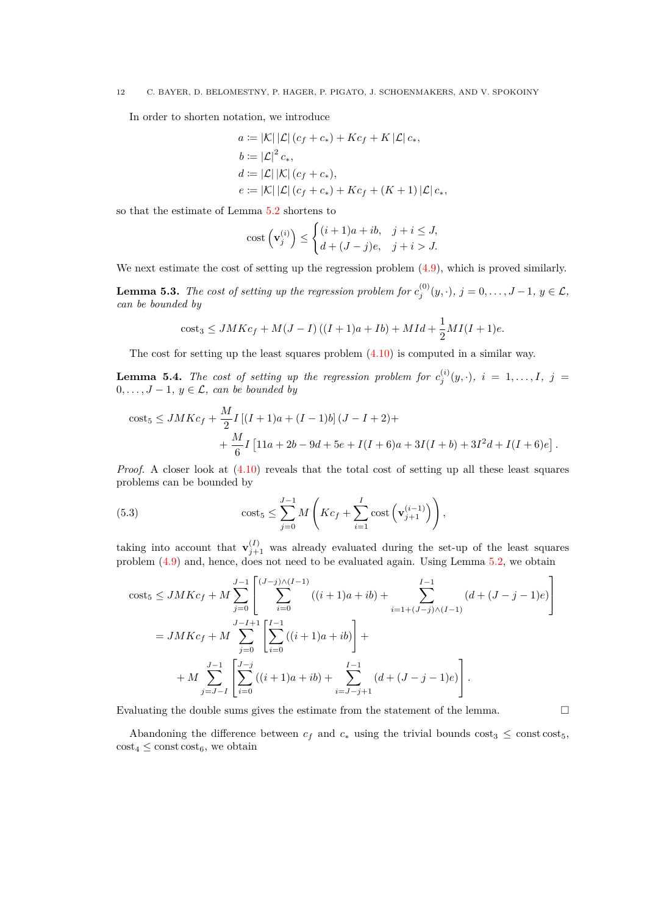In order to shorten notation, we introduce

$$
\begin{aligned}
a &:= |\mathcal{K}|\,|\mathcal{L}|\,(c_f + c_*) + K c_f + K\,|\mathcal{L}|\,c_*,\\
b &:= |\mathcal{L}|^2\, c_*,\\
d &:= |\mathcal{L}|\,|\mathcal{K}|\,(c_f + c_*),\\
e &:= |\mathcal{K}|\,|\mathcal{L}|\,(c_f + c_*) + K c_f + (K+1)\,|\mathcal{L}|\,c_*,
\end{aligned}
$$

so that the estimate of Lemma 5.2 shortens to

$$
\operatorname{cost}\left(\mathbf{v}_j^{(i)}\right) \le \begin{cases} (i+1)a + ib, & j + i \le J,\\ d + (J-j)e, & j+i > J. \end{cases}
$$

We next estimate the cost of setting up the regression problem (4.9), which is proved similarly.

**Lemma 5.3.** *The cost of setting up the regression problem for $c_j^{(0)}(y,\cdot)$, $j = 0,\dots,J-1$, $y \in \mathcal{L}$, can be bounded by*

$$
\operatorname{cost}_3 \le JMKc_f + M(J-I)\left((I+1)a + Ib\right) + MId + \frac{1}{2}MI(I+1)e.
$$

The cost for setting up the least squares problem (4.10) is computed in a similar way.

**Lemma 5.4.** *The cost of setting up the regression problem for $c_j^{(i)}(y,\cdot)$, $i = 1,\dots,I$, $j = 0,\dots,J-1$, $y \in \mathcal{L}$, can be bounded by*

$$
\begin{aligned}
\operatorname{cost}_5 \le{}& JMKc_f + \frac{M}{2} I\left[(I+1)a + (I-1)b\right](J-I+2) +\\
&+ \frac{M}{6} I\left[11a + 2b - 9d + 5e + I(I+6)a + 3I(I+b) + 3I^2 d + I(I+6)e\right].
\end{aligned}
$$

*Proof.* A closer look at (4.10) reveals that the total cost of setting up all these least squares problems can be bounded by

$$
\operatorname{cost}_5 \le \sum_{j=0}^{J-1} M\left(Kc_f + \sum_{i=1}^{I} \operatorname{cost}\left(\mathbf{v}_{j+1}^{(i-1)}\right)\right), \tag{5.3}
$$

taking into account that $\mathbf{v}_{j+1}^{(I)}$ was already evaluated during the set-up of the least squares problem (4.9) and, hence, does not need to be evaluated again. Using Lemma 5.2, we obtain

$$
\begin{aligned}
\operatorname{cost}_5 &\le JMKc_f + M\sum_{j=0}^{J-1}\left[\sum_{i=0}^{(J-j)\wedge(I-1)}\left((i+1)a + ib\right) + \sum_{i=1+(J-j)\wedge(I-1)}^{I-1}\left(d + (J-j-1)e\right)\right]\\
&= JMKc_f + M\sum_{j=0}^{J-I+1}\left[\sum_{i=0}^{I-1}\left((i+1)a + ib\right)\right] +\\
&\quad + M\sum_{j=J-I}^{J-1}\left[\sum_{i=0}^{J-j}\left((i+1)a + ib\right) + \sum_{i=J-j+1}^{I-1}\left(d + (J-j-1)e\right)\right].
\end{aligned}
$$

Evaluating the double sums gives the estimate from the statement of the lemma. □

Abandoning the difference between $c_f$ and $c_*$ using the trivial bounds $\operatorname{cost}_3 \le \operatorname{const}\operatorname{cost}_5$, $\operatorname{cost}_4 \le \operatorname{const}\operatorname{cost}_6$, we obtain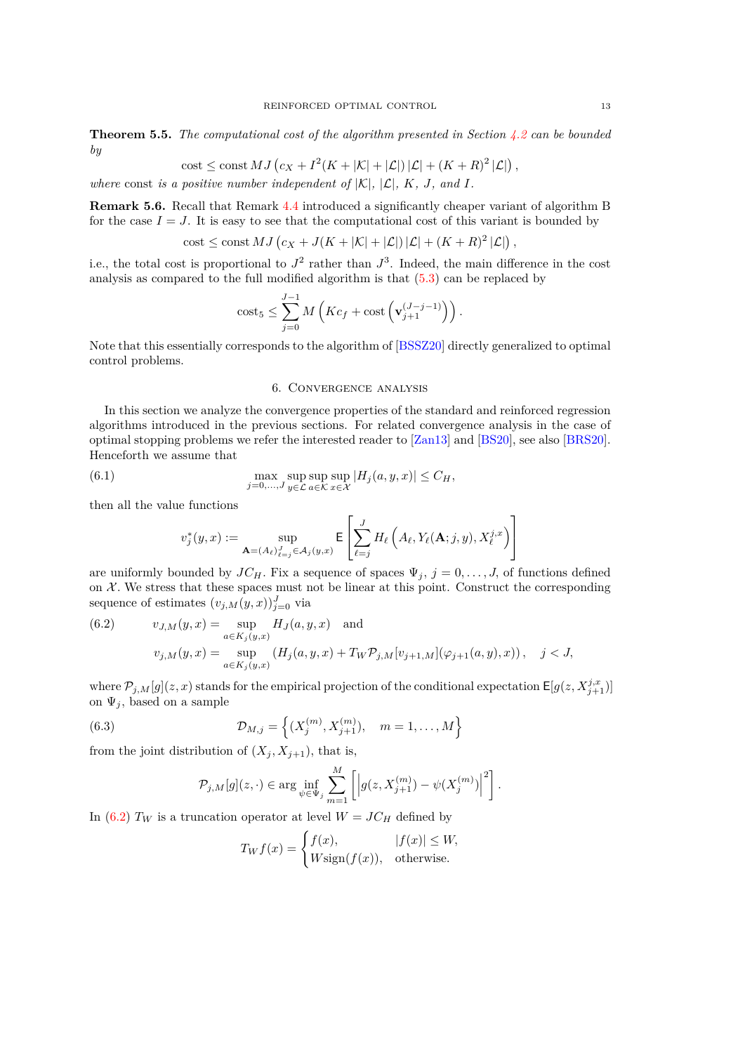**Theorem 5.5.** *The computational cost of the algorithm presented in Section 4.2 can be bounded by*

$$\text{cost} \leq \text{const}\, MJ \left( c_X + I^2 (K + |\mathcal{K}| + |\mathcal{L}|) \, |\mathcal{L}| + (K+R)^2 \, |\mathcal{L}| \right),$$

*where* const *is a positive number independent of* $|\mathcal{K}|$, $|\mathcal{L}|$, $K$, $J$, *and* $I$.

**Remark 5.6.** Recall that Remark 4.4 introduced a significantly cheaper variant of algorithm B for the case $I = J$. It is easy to see that the computational cost of this variant is bounded by

$$\text{cost} \leq \text{const}\, MJ \left( c_X + J (K + |\mathcal{K}| + |\mathcal{L}|) \, |\mathcal{L}| + (K+R)^2 \, |\mathcal{L}| \right),$$

i.e., the total cost is proportional to $J^2$ rather than $J^3$. Indeed, the main difference in the cost analysis as compared to the full modified algorithm is that (5.3) can be replaced by

$$\text{cost}_5 \leq \sum_{j=0}^{J-1} M \left( K c_f + \text{cost}\left( \mathbf{v}_{j+1}^{(J-j-1)} \right) \right).$$

Note that this essentially corresponds to the algorithm of [BSSZ20] directly generalized to optimal control problems.

## 6. Convergence analysis

In this section we analyze the convergence properties of the standard and reinforced regression algorithms introduced in the previous sections. For related convergence analysis in the case of optimal stopping problems we refer the interested reader to [Zan13] and [BS20], see also [BRS20]. Henceforth we assume that

$$\max_{j=0,\ldots,J} \sup_{y \in \mathcal{L}} \sup_{a \in \mathcal{K}} \sup_{x \in \mathcal{X}} |H_j(a,y,x)| \leq C_H, \tag{6.1}$$

then all the value functions

$$v_j^*(y,x) := \sup_{\mathbf{A} = (A_\ell)_{\ell=j}^J \in \mathcal{A}_j(y,x)} \mathsf{E} \left[ \sum_{\ell=j}^J H_\ell \left( A_\ell, Y_\ell(\mathbf{A}; j, y), X_\ell^{j,x} \right) \right]$$

are uniformly bounded by $JC_H$. Fix a sequence of spaces $\Psi_j$, $j = 0, \ldots, J$, of functions defined on $\mathcal{X}$. We stress that these spaces must not be linear at this point. Construct the corresponding sequence of estimates $(v_{j,M}(y,x))_{j=0}^J$ via

$$\begin{aligned} v_{J,M}(y,x) &= \sup_{a \in K_J(y,x)} H_J(a,y,x) \quad \text{and} \\ v_{j,M}(y,x) &= \sup_{a \in K_j(y,x)} \left( H_j(a,y,x) + T_W \mathcal{P}_{j,M}[v_{j+1,M}](\varphi_{j+1}(a,y),x) \right), \quad j < J, \end{aligned} \tag{6.2}$$

where $\mathcal{P}_{j,M}[g](z,x)$ stands for the empirical projection of the conditional expectation $\mathsf{E}[g(z, X_{j+1}^{j,x})]$ on $\Psi_j$, based on a sample

$$\mathcal{D}_{M,j} = \left\{ (X_j^{(m)}, X_{j+1}^{(m)}), \quad m = 1, \ldots, M \right\} \tag{6.3}$$

from the joint distribution of $(X_j, X_{j+1})$, that is,

$$\mathcal{P}_{j,M}[g](z,\cdot) \in \arg \inf_{\psi \in \Psi_j} \sum_{m=1}^M \left[ \left| g(z, X_{j+1}^{(m)}) - \psi(X_j^{(m)}) \right|^2 \right].$$

In (6.2) $T_W$ is a truncation operator at level $W = JC_H$ defined by

$$T_W f(x) = \begin{cases} f(x), & |f(x)| \leq W, \\ W \operatorname{sign}(f(x)), & \text{otherwise.} \end{cases}$$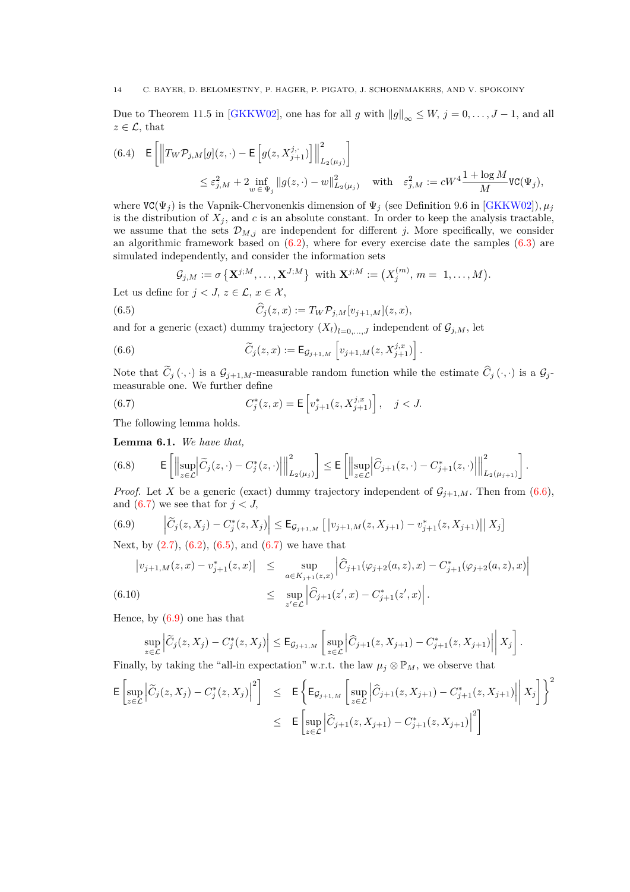Due to Theorem 11.5 in [GKKW02], one has for all $g$ with $\|g\|_\infty \le W$, $j = 0, \ldots, J-1$, and all $z \in \mathcal{L}$, that

$$
\mathsf{E}\left[\left\|T_W \mathcal{P}_{j,M}[g](z,\cdot) - \mathsf{E}\left[g(z, X^{j,\cdot}_{j+1})\right]\right\|^2_{L_2(\mu_j)}\right] \\
\le \varepsilon^2_{j,M} + 2 \inf_{w \in \Psi_j} \|g(z,\cdot) - w\|^2_{L_2(\mu_j)} \quad \text{with} \quad \varepsilon^2_{j,M} := cW^4 \frac{1+\log M}{M} \mathsf{VC}(\Psi_j), \tag{6.4}
$$

where $\mathsf{VC}(\Psi_j)$ is the Vapnik-Chervonenkis dimension of $\Psi_j$ (see Definition 9.6 in [GKKW02]), $\mu_j$ is the distribution of $X_j$, and $c$ is an absolute constant. In order to keep the analysis tractable, we assume that the sets $\mathcal{D}_{M,j}$ are independent for different $j$. More specifically, we consider an algorithmic framework based on (6.2), where for every exercise date the samples (6.3) are simulated independently, and consider the information sets

$$
\mathcal{G}_{j,M} := \sigma\left\{\mathbf{X}^{j;M}, \ldots, \mathbf{X}^{J;M}\right\} \text{ with } \mathbf{X}^{j;M} := \left(X^{(m)}_j,\ m = 1, \ldots, M\right).
$$

Let us define for $j < J$, $z \in \mathcal{L}$, $x \in \mathcal{X}$,

$$
\widehat{C}_j(z,x) := T_W \mathcal{P}_{j,M}[v_{j+1,M}](z,x), \tag{6.5}
$$

and for a generic (exact) dummy trajectory $(X_l)_{l=0,\ldots,J}$ independent of $\mathcal{G}_{j,M}$, let

$$
\widetilde{C}_j(z,x) := \mathsf{E}_{\mathcal{G}_{j+1,M}}\left[v_{j+1,M}(z, X^{j,x}_{j+1})\right]. \tag{6.6}
$$

Note that $\widetilde{C}_j(\cdot,\cdot)$ is a $\mathcal{G}_{j+1,M}$-measurable random function while the estimate $\widehat{C}_j(\cdot,\cdot)$ is a $\mathcal{G}_j$-measurable one. We further define

$$
C^*_j(z,x) = \mathsf{E}\left[v^*_{j+1}(z, X^{j,x}_{j+1})\right], \quad j < J. \tag{6.7}
$$

The following lemma holds.

**Lemma 6.1.** *We have that,*

$$
\mathsf{E}\left[\left\|\sup_{z\in\mathcal{L}}\left|\widetilde{C}_j(z,\cdot) - C^*_j(z,\cdot)\right|\right\|^2_{L_2(\mu_j)}\right] \le \mathsf{E}\left[\left\|\sup_{z\in\mathcal{L}}\left|\widehat{C}_{j+1}(z,\cdot) - C^*_{j+1}(z,\cdot)\right|\right\|^2_{L_2(\mu_{j+1})}\right]. \tag{6.8}
$$

*Proof.* Let $X$ be a generic (exact) dummy trajectory independent of $\mathcal{G}_{j+1,M}$. Then from (6.6), and (6.7) we see that for $j < J$,

$$
\left|\widetilde{C}_j(z, X_j) - C^*_j(z, X_j)\right| \le \mathsf{E}_{\mathcal{G}_{j+1,M}}\left[\left|v_{j+1,M}(z, X_{j+1}) - v^*_{j+1}(z, X_{j+1})\right| \,\middle|\, X_j\right] \tag{6.9}
$$

Next, by (2.7), (6.2), (6.5), and (6.7) we have that

$$
\begin{aligned}
\left|v_{j+1,M}(z,x) - v^*_{j+1}(z,x)\right| &\le \sup_{a\in K_{j+1}(z,x)} \left|\widehat{C}_{j+1}(\varphi_{j+2}(a,z),x) - C^*_{j+1}(\varphi_{j+2}(a,z),x)\right| \\
&\le \sup_{z'\in\mathcal{L}} \left|\widehat{C}_{j+1}(z',x) - C^*_{j+1}(z',x)\right|.
\end{aligned} \tag{6.10}
$$

Hence, by (6.9) one has that

$$
\sup_{z\in\mathcal{L}}\left|\widetilde{C}_j(z, X_j) - C^*_j(z, X_j)\right| \le \mathsf{E}_{\mathcal{G}_{j+1,M}}\left[\sup_{z\in\mathcal{L}}\left|\widehat{C}_{j+1}(z, X_{j+1}) - C^*_{j+1}(z, X_{j+1})\right| \,\middle|\, X_j\right].
$$

Finally, by taking the "all-in expectation" w.r.t. the law $\mu_j \otimes \mathbb{P}_M$, we observe that

$$
\begin{aligned}
\mathsf{E}\left[\sup_{z\in\mathcal{L}}\left|\widetilde{C}_j(z, X_j) - C^*_j(z, X_j)\right|^2\right] &\le \mathsf{E}\left\{\mathsf{E}_{\mathcal{G}_{j+1,M}}\left[\sup_{z\in\mathcal{L}}\left|\widehat{C}_{j+1}(z, X_{j+1}) - C^*_{j+1}(z, X_{j+1})\right| \,\middle|\, X_j\right]\right\}^2 \\
&\le \mathsf{E}\left[\sup_{z\in\mathcal{L}}\left|\widehat{C}_{j+1}(z, X_{j+1}) - C^*_{j+1}(z, X_{j+1})\right|^2\right]
\end{aligned}
$$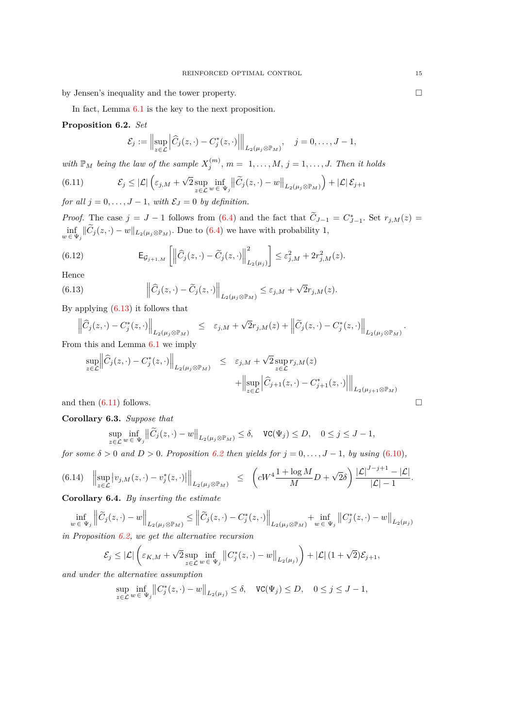by Jensen's inequality and the tower property. □

In fact, Lemma 6.1 is the key to the next proposition.

**Proposition 6.2.** *Set*

$$\mathcal{E}_j := \left\| \sup_{z \in \mathcal{L}} \left| \widehat{C}_j(z,\cdot) - C_j^*(z,\cdot) \right| \right\|_{L_2(\mu_j \otimes \mathbb{P}_M)}, \quad j = 0, \dots, J-1,$$

*with $\mathbb{P}_M$ being the law of the sample $X_j^{(m)}$, $m = 1, \dots, M$, $j = 1, \dots, J$. Then it holds*

$$\mathcal{E}_j \leq |\mathcal{L}| \left( \varepsilon_{j,M} + \sqrt{2} \sup_{z \in \mathcal{L}} \inf_{w \in \Psi_j} \left\| \widetilde{C}_j(z,\cdot) - w \right\|_{L_2(\mu_j \otimes \mathbb{P}_M)} \right) + |\mathcal{L}| \, \mathcal{E}_{j+1} \tag{6.11}$$

*for all $j = 0, \dots, J-1$, with $\mathcal{E}_J = 0$ by definition.*

*Proof.* The case $j = J-1$ follows from (6.4) and the fact that $\widetilde{C}_{J-1} = C_{J-1}^*$. Set $r_{j,M}(z) = \inf_{w \in \Psi_j} \|\widetilde{C}_j(z,\cdot) - w\|_{L_2(\mu_j \otimes \mathbb{P}_M)}$. Due to (6.4) we have with probability 1,

$$\mathsf{E}_{\mathcal{G}_{j+1,M}} \left[ \left\| \widehat{C}_j(z,\cdot) - \widetilde{C}_j(z,\cdot) \right\|^2_{L_2(\mu_j)} \right] \leq \varepsilon_{j,M}^2 + 2 r_{j,M}^2(z). \tag{6.12}$$

Hence

$$\left\| \widehat{C}_j(z,\cdot) - \widetilde{C}_j(z,\cdot) \right\|_{L_2(\mu_j \otimes \mathbb{P}_M)} \leq \varepsilon_{j,M} + \sqrt{2} r_{j,M}(z). \tag{6.13}$$

By applying (6.13) it follows that

$$\left\| \widehat{C}_j(z,\cdot) - C_j^*(z,\cdot) \right\|_{L_2(\mu_j \otimes \mathbb{P}_M)} \leq \varepsilon_{j,M} + \sqrt{2} r_{j,M}(z) + \left\| \widetilde{C}_j(z,\cdot) - C_j^*(z,\cdot) \right\|_{L_2(\mu_j \otimes \mathbb{P}_M)}.$$

From this and Lemma 6.1 we imply

$$\begin{aligned} \sup_{z \in \mathcal{L}} \left\| \widehat{C}_j(z,\cdot) - C_j^*(z,\cdot) \right\|_{L_2(\mu_j \otimes \mathbb{P}_M)} \leq \; & \varepsilon_{j,M} + \sqrt{2} \sup_{z \in \mathcal{L}} r_{j,M}(z) \\ & + \left\| \sup_{z \in \mathcal{L}} \left| \widehat{C}_{j+1}(z,\cdot) - C_{j+1}^*(z,\cdot) \right| \right\|_{L_2(\mu_{j+1} \otimes \mathbb{P}_M)} \end{aligned}$$

and then (6.11) follows. □

**Corollary 6.3.** *Suppose that*

$$\sup_{z \in \mathcal{L}} \inf_{w \in \Psi_j} \left\| \widetilde{C}_j(z,\cdot) - w \right\|_{L_2(\mu_j \otimes \mathbb{P}_M)} \leq \delta, \quad \mathtt{VC}(\Psi_j) \leq D, \quad 0 \leq j \leq J-1,$$

*for some $\delta > 0$ and $D > 0$. Proposition 6.2 then yields for $j = 0, \dots, J-1$, by using (6.10),*

$$\left\| \sup_{z \in \mathcal{L}} \left| v_{j,M}(z,\cdot) - v_j^*(z,\cdot) \right| \right\|_{L_2(\mu_j \otimes \mathbb{P}_M)} \leq \left( c W^4 \frac{1 + \log M}{M} D + \sqrt{2} \delta \right) \frac{|\mathcal{L}|^{J-j+1} - |\mathcal{L}|}{|\mathcal{L}| - 1}. \tag{6.14}$$

**Corollary 6.4.** *By inserting the estimate*

$$\inf_{w \in \Psi_j} \left\| \widetilde{C}_j(z,\cdot) - w \right\|_{L_2(\mu_j \otimes \mathbb{P}_M)} \leq \left\| \widetilde{C}_j(z,\cdot) - C_j^*(z,\cdot) \right\|_{L_2(\mu_j \otimes \mathbb{P}_M)} + \inf_{w \in \Psi_j} \left\| C_j^*(z,\cdot) - w \right\|_{L_2(\mu_j)}$$

*in Proposition 6.2, we get the alternative recursion*

$$\mathcal{E}_j \leq |\mathcal{L}| \left( \varepsilon_{K,M} + \sqrt{2} \sup_{z \in \mathcal{L}} \inf_{w \in \Psi_j} \left\| C_j^*(z,\cdot) - w \right\|_{L_2(\mu_j)} \right) + |\mathcal{L}| \, (1 + \sqrt{2}) \mathcal{E}_{j+1},$$

*and under the alternative assumption*

$$\sup_{z \in \mathcal{L}} \inf_{w \in \Psi_j} \left\| C_j^*(z,\cdot) - w \right\|_{L_2(\mu_j)} \leq \delta, \quad \mathtt{VC}(\Psi_j) \leq D, \quad 0 \leq j \leq J-1,$$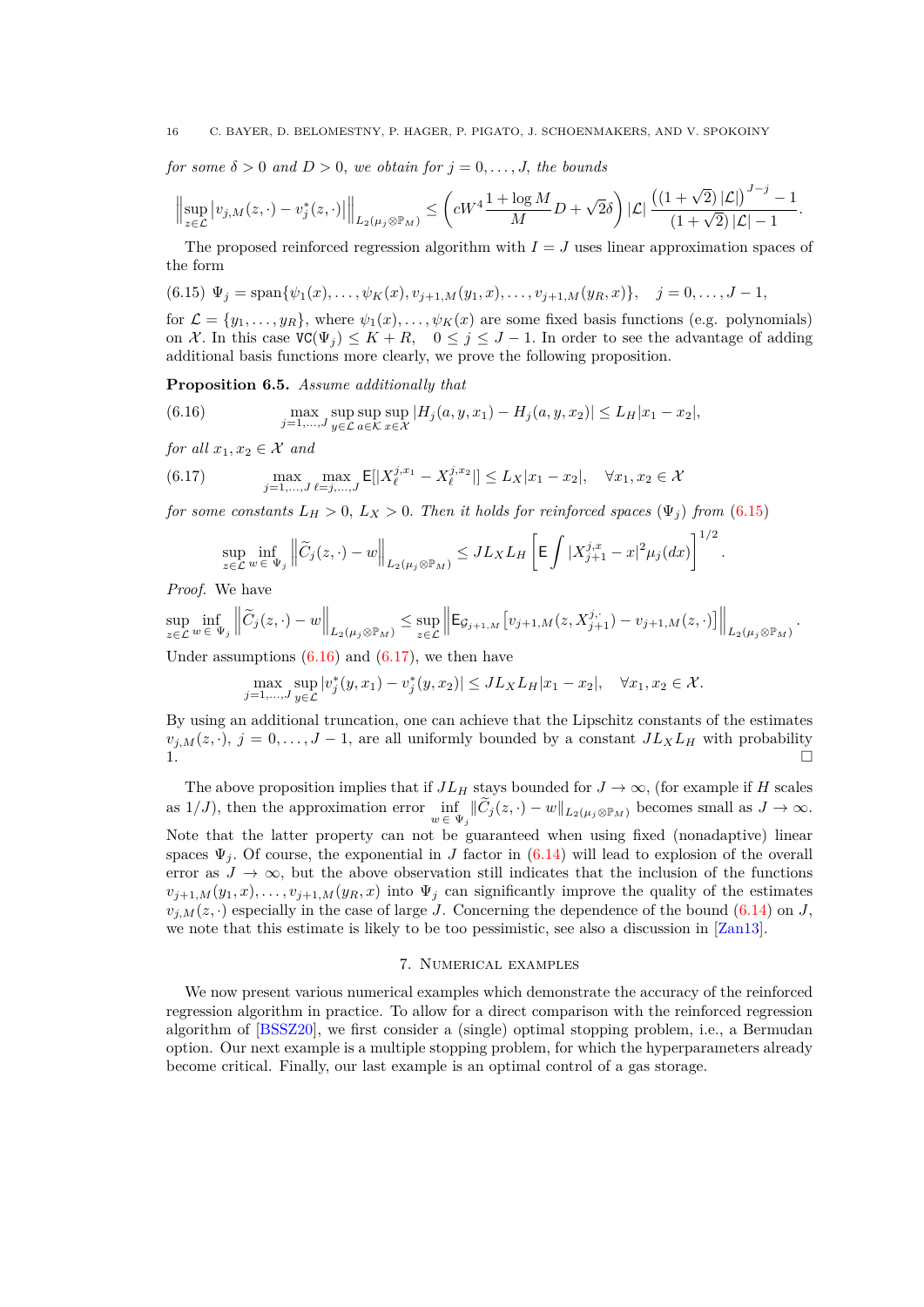*for some $\delta > 0$ and $D > 0$, we obtain for $j = 0, \dots, J$, the bounds*

$$\left\| \sup_{z \in \mathcal{L}} |v_{j,M}(z,\cdot) - v_j^*(z,\cdot)| \right\|_{L_2(\mu_j \otimes \mathbb{P}_M)} \le \left( cW^4 \frac{1 + \log M}{M} D + \sqrt{2}\delta \right) |\mathcal{L}| \frac{\left( (1+\sqrt{2}) |\mathcal{L}| \right)^{J-j} - 1}{(1+\sqrt{2})|\mathcal{L}| - 1}.$$

The proposed reinforced regression algorithm with $I = J$ uses linear approximation spaces of the form

$$\Psi_j = \operatorname{span}\{\psi_1(x), \dots, \psi_K(x), v_{j+1,M}(y_1, x), \dots, v_{j+1,M}(y_R, x)\}, \quad j = 0, \dots, J-1, \tag{6.15}$$

for $\mathcal{L} = \{y_1, \dots, y_R\}$, where $\psi_1(x), \dots, \psi_K(x)$ are some fixed basis functions (e.g. polynomials) on $\mathcal{X}$. In this case $\mathsf{VC}(\Psi_j) \le K + R, \quad 0 \le j \le J-1$. In order to see the advantage of adding additional basis functions more clearly, we prove the following proposition.

**Proposition 6.5.** *Assume additionally that*

$$\max_{j=1,\dots,J} \sup_{y \in \mathcal{L}} \sup_{a \in \mathcal{K}} \sup_{x \in \mathcal{X}} |H_j(a, y, x_1) - H_j(a, y, x_2)| \le L_H |x_1 - x_2|, \tag{6.16}$$

*for all $x_1, x_2 \in \mathcal{X}$ and*

$$\max_{j=1,\dots,J} \max_{\ell=j,\dots,J} \mathsf{E}[|X_\ell^{j,x_1} - X_\ell^{j,x_2}|] \le L_X |x_1 - x_2|, \quad \forall x_1, x_2 \in \mathcal{X} \tag{6.17}$$

*for some constants $L_H > 0$, $L_X > 0$. Then it holds for reinforced spaces $(\Psi_j)$ from (6.15)*

$$\sup_{z \in \mathcal{L}} \inf_{w \in \Psi_j} \left\| \widetilde{C}_j(z,\cdot) - w \right\|_{L_2(\mu_j \otimes \mathbb{P}_M)} \le J L_X L_H \left[ \mathsf{E} \int |X_{j+1}^{j,x} - x|^2 \mu_j(dx) \right]^{1/2}.$$

*Proof.* We have

$$\sup_{z \in \mathcal{L}} \inf_{w \in \Psi_j} \left\| \widetilde{C}_j(z,\cdot) - w \right\|_{L_2(\mu_j \otimes \mathbb{P}_M)} \le \sup_{z \in \mathcal{L}} \left\| \mathsf{E}_{\mathcal{G}_{j+1,M}} \left[ v_{j+1,M}(z, X_{j+1}^{j,\cdot}) - v_{j+1,M}(z,\cdot) \right] \right\|_{L_2(\mu_j \otimes \mathbb{P}_M)}.$$

Under assumptions (6.16) and (6.17), we then have

$$\max_{j=1,\dots,J} \sup_{y \in \mathcal{L}} |v_j^*(y, x_1) - v_j^*(y, x_2)| \le J L_X L_H |x_1 - x_2|, \quad \forall x_1, x_2 \in \mathcal{X}.$$

By using an additional truncation, one can achieve that the Lipschitz constants of the estimates $v_{j,M}(z,\cdot)$, $j = 0, \dots, J-1$, are all uniformly bounded by a constant $J L_X L_H$ with probability 1. □

The above proposition implies that if $J L_H$ stays bounded for $J \to \infty$, (for example if $H$ scales as $1/J$), then the approximation error $\inf_{w \in \Psi_j} \|\widetilde{C}_j(z,\cdot) - w\|_{L_2(\mu_j \otimes \mathbb{P}_M)}$ becomes small as $J \to \infty$. Note that the latter property can not be guaranteed when using fixed (nonadaptive) linear spaces $\Psi_j$. Of course, the exponential in $J$ factor in (6.14) will lead to explosion of the overall error as $J \to \infty$, but the above observation still indicates that the inclusion of the functions $v_{j+1,M}(y_1, x), \dots, v_{j+1,M}(y_R, x)$ into $\Psi_j$ can significantly improve the quality of the estimates $v_{j,M}(z,\cdot)$ especially in the case of large $J$. Concerning the dependence of the bound (6.14) on $J$, we note that this estimate is likely to be too pessimistic, see also a discussion in [Zan13].

## 7. Numerical examples

We now present various numerical examples which demonstrate the accuracy of the reinforced regression algorithm in practice. To allow for a direct comparison with the reinforced regression algorithm of [BSSZ20], we first consider a (single) optimal stopping problem, i.e., a Bermudan option. Our next example is a multiple stopping problem, for which the hyperparameters already become critical. Finally, our last example is an optimal control of a gas storage.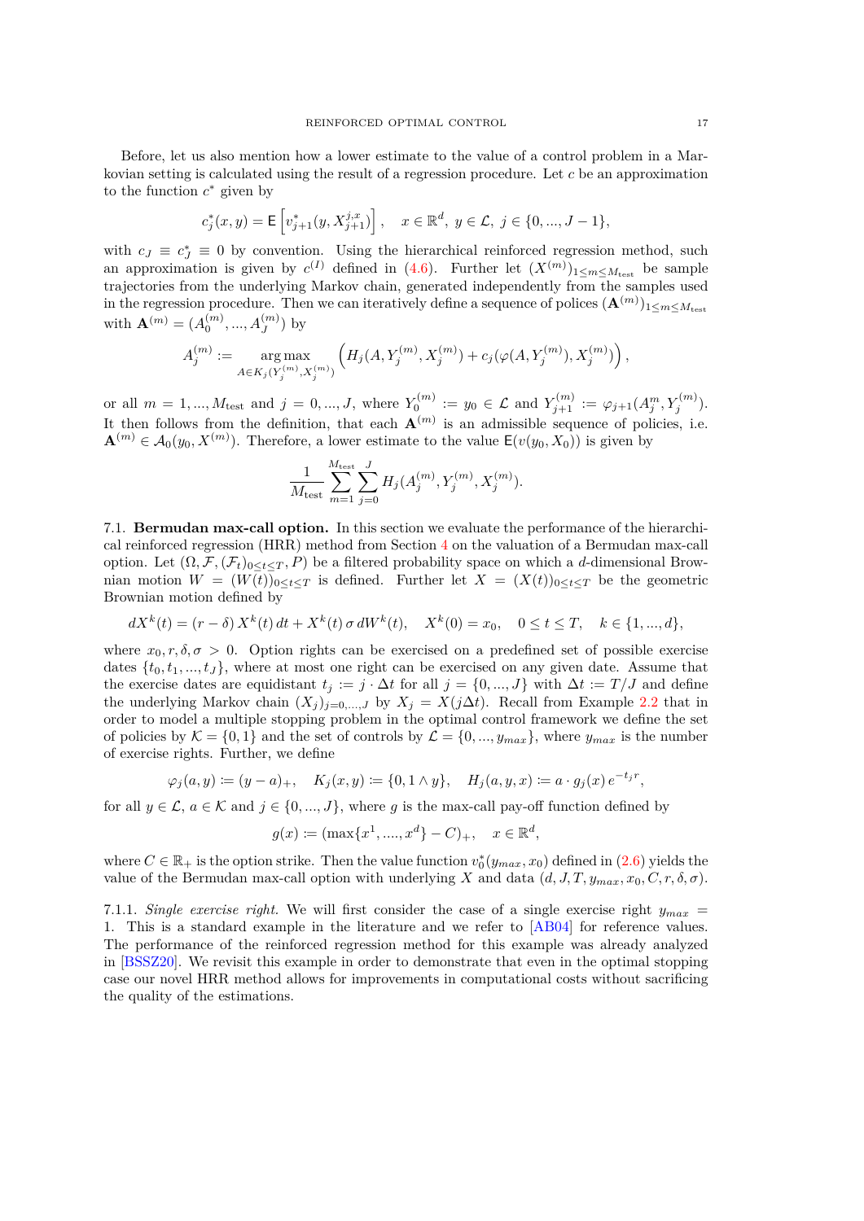Before, let us also mention how a lower estimate to the value of a control problem in a Markovian setting is calculated using the result of a regression procedure. Let $c$ be an approximation to the function $c^*$ given by

$$c_j^*(x,y) = \mathsf{E}\left[v_{j+1}^*(y, X_{j+1}^{j,x})\right], \quad x \in \mathbb{R}^d,\ y \in \mathcal{L},\ j \in \{0,...,J-1\},$$

with $c_J \equiv c_J^* \equiv 0$ by convention. Using the hierarchical reinforced regression method, such an approximation is given by $c^{(I)}$ defined in (4.6). Further let $(X^{(m)})_{1\le m\le M_{\text{test}}}$ be sample trajectories from the underlying Markov chain, generated independently from the samples used in the regression procedure. Then we can iteratively define a sequence of polices $(\mathbf{A}^{(m)})_{1\le m\le M_{\text{test}}}$ with $\mathbf{A}^{(m)} = (A_0^{(m)},...,A_J^{(m)})$ by

$$A_j^{(m)} := \underset{A\in K_j(Y_j^{(m)},X_j^{(m)})}{\arg\max} \left(H_j(A, Y_j^{(m)}, X_j^{(m)}) + c_j(\varphi(A, Y_j^{(m)}), X_j^{(m)})\right),$$

or all $m = 1,...,M_{\text{test}}$ and $j = 0,...,J$, where $Y_0^{(m)} := y_0 \in \mathcal{L}$ and $Y_{j+1}^{(m)} := \varphi_{j+1}(A_j^m, Y_j^{(m)})$. It then follows from the definition, that each $\mathbf{A}^{(m)}$ is an admissible sequence of policies, i.e. $\mathbf{A}^{(m)} \in \mathcal{A}_0(y_0, X^{(m)})$. Therefore, a lower estimate to the value $\mathsf{E}(v(y_0, X_0))$ is given by

$$\frac{1}{M_{\text{test}}}\sum_{m=1}^{M_{\text{test}}}\sum_{j=0}^{J} H_j(A_j^{(m)}, Y_j^{(m)}, X_j^{(m)}).$$

7.1. **Bermudan max-call option.** In this section we evaluate the performance of the hierarchical reinforced regression (HRR) method from Section 4 on the valuation of a Bermudan max-call option. Let $(\Omega, \mathcal{F}, (\mathcal{F}_t)_{0\le t\le T}, P)$ be a filtered probability space on which a $d$-dimensional Brownian motion $W = (W(t))_{0\le t\le T}$ is defined. Further let $X = (X(t))_{0\le t\le T}$ be the geometric Brownian motion defined by

$$dX^k(t) = (r-\delta)\,X^k(t)\,dt + X^k(t)\,\sigma\,dW^k(t), \quad X^k(0) = x_0, \quad 0 \le t \le T, \quad k \in \{1,...,d\},$$

where $x_0, r, \delta, \sigma > 0$. Option rights can be exercised on a predefined set of possible exercise dates $\{t_0, t_1, ..., t_J\}$, where at most one right can be exercised on any given date. Assume that the exercise dates are equidistant $t_j := j \cdot \Delta t$ for all $j = \{0,...,J\}$ with $\Delta t := T/J$ and define the underlying Markov chain $(X_j)_{j=0,...,J}$ by $X_j = X(j\Delta t)$. Recall from Example 2.2 that in order to model a multiple stopping problem in the optimal control framework we define the set of policies by $\mathcal{K} = \{0,1\}$ and the set of controls by $\mathcal{L} = \{0,...,y_{max}\}$, where $y_{max}$ is the number of exercise rights. Further, we define

$$\varphi_j(a,y) := (y-a)_+, \quad K_j(x,y) := \{0, 1\wedge y\}, \quad H_j(a,y,x) := a \cdot g_j(x)\, e^{-t_j r},$$

for all $y \in \mathcal{L}$, $a \in \mathcal{K}$ and $j \in \{0,...,J\}$, where $g$ is the max-call pay-off function defined by

$$g(x) := (\max\{x^1,....,x^d\} - C)_+, \quad x \in \mathbb{R}^d,$$

where $C \in \mathbb{R}_+$ is the option strike. Then the value function $v_0^*(y_{max}, x_0)$ defined in (2.6) yields the value of the Bermudan max-call option with underlying $X$ and data $(d, J, T, y_{max}, x_0, C, r, \delta, \sigma)$.

7.1.1. *Single exercise right.* We will first consider the case of a single exercise right $y_{max} = 1$. This is a standard example in the literature and we refer to [AB04] for reference values. The performance of the reinforced regression method for this example was already analyzed in [BSSZ20]. We revisit this example in order to demonstrate that even in the optimal stopping case our novel HRR method allows for improvements in computational costs without sacrificing the quality of the estimations.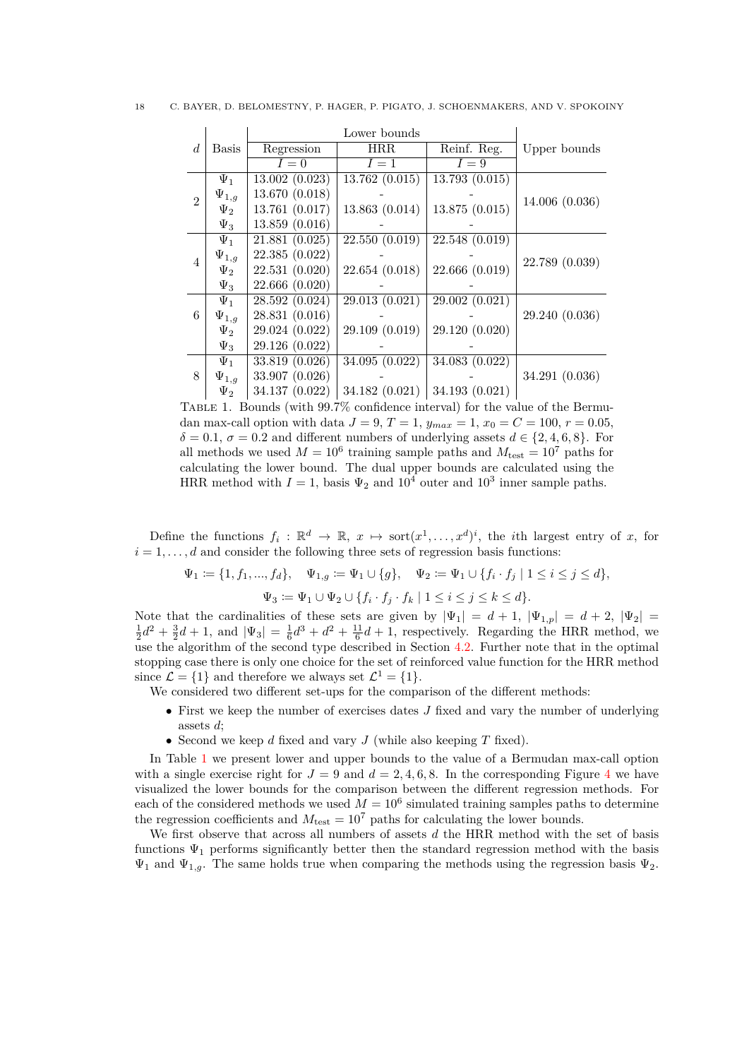| $d$ | Basis | Lower bounds | | | Upper bounds |
|---|---|---|---|---|---|
| | | Regression | HRR | Reinf. Reg. | |
| | | $I = 0$ | $I = 1$ | $I = 9$ | |
| 2 | $\Psi_1$ | 13.002 (0.023) | 13.762 (0.015) | 13.793 (0.015) | 14.006 (0.036) |
| | $\Psi_{1,g}$ | 13.670 (0.018) | - | - | |
| | $\Psi_2$ | 13.761 (0.017) | 13.863 (0.014) | 13.875 (0.015) | |
| | $\Psi_3$ | 13.859 (0.016) | - | - | |
| 4 | $\Psi_1$ | 21.881 (0.025) | 22.550 (0.019) | 22.548 (0.019) | 22.789 (0.039) |
| | $\Psi_{1,g}$ | 22.385 (0.022) | - | - | |
| | $\Psi_2$ | 22.531 (0.020) | 22.654 (0.018) | 22.666 (0.019) | |
| | $\Psi_3$ | 22.666 (0.020) | - | - | |
| 6 | $\Psi_1$ | 28.592 (0.024) | 29.013 (0.021) | 29.002 (0.021) | 29.240 (0.036) |
| | $\Psi_{1,g}$ | 28.831 (0.016) | - | - | |
| | $\Psi_2$ | 29.024 (0.022) | 29.109 (0.019) | 29.120 (0.020) | |
| | $\Psi_3$ | 29.126 (0.022) | - | - | |
| 8 | $\Psi_1$ | 33.819 (0.026) | 34.095 (0.022) | 34.083 (0.022) | 34.291 (0.036) |
| | $\Psi_{1,g}$ | 33.907 (0.026) | - | - | |
| | $\Psi_2$ | 34.137 (0.022) | 34.182 (0.021) | 34.193 (0.021) | |

Table 1. Bounds (with 99.7% confidence interval) for the value of the Bermudan max-call option with data $J = 9$, $T = 1$, $y_{max} = 1$, $x_0 = C = 100$, $r = 0.05$, $\delta = 0.1$, $\sigma = 0.2$ and different numbers of underlying assets $d \in \{2, 4, 6, 8\}$. For all methods we used $M = 10^6$ training sample paths and $M_{\text{test}} = 10^7$ paths for calculating the lower bound. The dual upper bounds are calculated using the HRR method with $I = 1$, basis $\Psi_2$ and $10^4$ outer and $10^3$ inner sample paths.

Define the functions $f_i : \mathbb{R}^d \to \mathbb{R}$, $x \mapsto \text{sort}(x^1, \ldots, x^d)^i$, the $i$th largest entry of $x$, for $i = 1, \ldots, d$ and consider the following three sets of regression basis functions:

$$\Psi_1 \coloneqq \{1, f_1, ..., f_d\}, \quad \Psi_{1,g} \coloneqq \Psi_1 \cup \{g\}, \quad \Psi_2 \coloneqq \Psi_1 \cup \{f_i \cdot f_j \mid 1 \le i \le j \le d\},$$

$$\Psi_3 \coloneqq \Psi_1 \cup \Psi_2 \cup \{f_i \cdot f_j \cdot f_k \mid 1 \le i \le j \le k \le d\}.$$

Note that the cardinalities of these sets are given by $|\Psi_1| = d + 1$, $|\Psi_{1,p}| = d + 2$, $|\Psi_2| = \frac{1}{2}d^2 + \frac{3}{2}d + 1$, and $|\Psi_3| = \frac{1}{6}d^3 + d^2 + \frac{11}{6}d + 1$, respectively. Regarding the HRR method, we use the algorithm of the second type described in Section 4.2. Further note that in the optimal stopping case there is only one choice for the set of reinforced value function for the HRR method since $\mathcal{L} = \{1\}$ and therefore we always set $\mathcal{L}^1 = \{1\}$.

We considered two different set-ups for the comparison of the different methods:

- First we keep the number of exercises dates $J$ fixed and vary the number of underlying assets $d$;
- Second we keep $d$ fixed and vary $J$ (while also keeping $T$ fixed).

In Table 1 we present lower and upper bounds to the value of a Bermudan max-call option with a single exercise right for $J = 9$ and $d = 2, 4, 6, 8$. In the corresponding Figure 4 we have visualized the lower bounds for the comparison between the different regression methods. For each of the considered methods we used $M = 10^6$ simulated training samples paths to determine the regression coefficients and $M_{\text{test}} = 10^7$ paths for calculating the lower bounds.

We first observe that across all numbers of assets $d$ the HRR method with the set of basis functions $\Psi_1$ performs significantly better then the standard regression method with the basis $\Psi_1$ and $\Psi_{1,g}$. The same holds true when comparing the methods using the regression basis $\Psi_2$.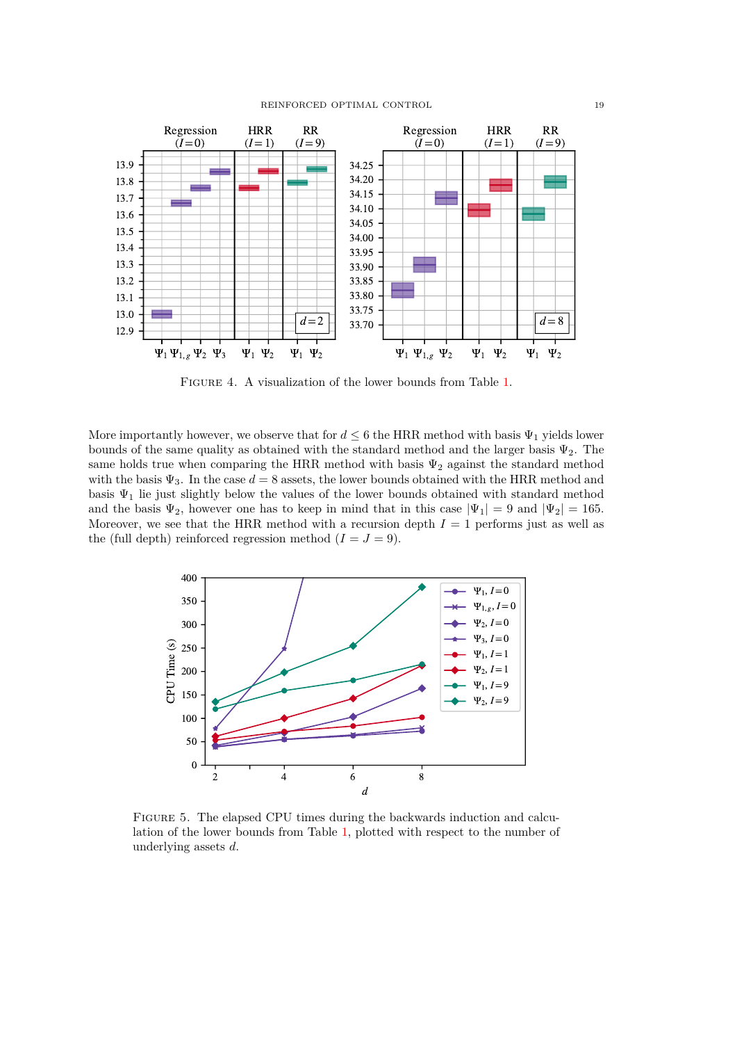FIGURE 4. A visualization of the lower bounds from Table 1.

More importantly however, we observe that for $d \leq 6$ the HRR method with basis $\Psi_1$ yields lower bounds of the same quality as obtained with the standard method and the larger basis $\Psi_2$. The same holds true when comparing the HRR method with basis $\Psi_2$ against the standard method with the basis $\Psi_3$. In the case $d = 8$ assets, the lower bounds obtained with the HRR method and basis $\Psi_1$ lie just slightly below the values of the lower bounds obtained with standard method and the basis $\Psi_2$, however one has to keep in mind that in this case $|\Psi_1| = 9$ and $|\Psi_2| = 165$. Moreover, we see that the HRR method with a recursion depth $I = 1$ performs just as well as the (full depth) reinforced regression method ($I = J = 9$).

FIGURE 5. The elapsed CPU times during the backwards induction and calculation of the lower bounds from Table 1, plotted with respect to the number of underlying assets $d$.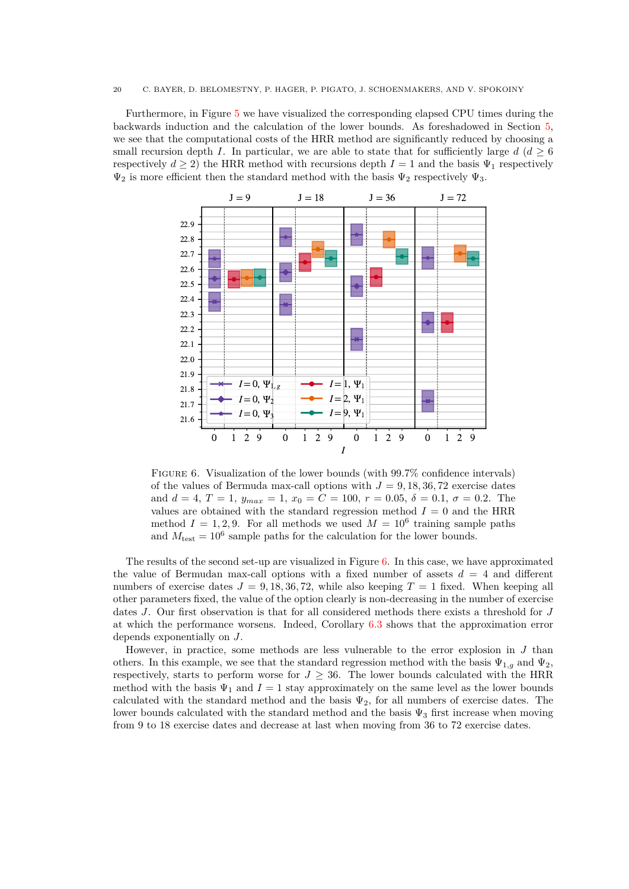Furthermore, in Figure 5 we have visualized the corresponding elapsed CPU times during the backwards induction and the calculation of the lower bounds. As foreshadowed in Section 5, we see that the computational costs of the HRR method are significantly reduced by choosing a small recursion depth $I$. In particular, we are able to state that for sufficiently large $d$ ($d \geq 6$ respectively $d \geq 2$) the HRR method with recursions depth $I = 1$ and the basis $\Psi_1$ respectively $\Psi_2$ is more efficient then the standard method with the basis $\Psi_2$ respectively $\Psi_3$.

FIGURE 6. Visualization of the lower bounds (with 99.7% confidence intervals) of the values of Bermuda max-call options with $J = 9, 18, 36, 72$ exercise dates and $d = 4$, $T = 1$, $y_{max} = 1$, $x_0 = C = 100$, $r = 0.05$, $\delta = 0.1$, $\sigma = 0.2$. The values are obtained with the standard regression method $I = 0$ and the HRR method $I = 1, 2, 9$. For all methods we used $M = 10^6$ training sample paths and $M_{\text{test}} = 10^6$ sample paths for the calculation for the lower bounds.

The results of the second set-up are visualized in Figure 6. In this case, we have approximated the value of Bermudan max-call options with a fixed number of assets $d = 4$ and different numbers of exercise dates $J = 9, 18, 36, 72$, while also keeping $T = 1$ fixed. When keeping all other parameters fixed, the value of the option clearly is non-decreasing in the number of exercise dates $J$. Our first observation is that for all considered methods there exists a threshold for $J$ at which the performance worsens. Indeed, Corollary 6.3 shows that the approximation error depends exponentially on $J$.

However, in practice, some methods are less vulnerable to the error explosion in $J$ than others. In this example, we see that the standard regression method with the basis $\Psi_{1,g}$ and $\Psi_2$, respectively, starts to perform worse for $J \geq 36$. The lower bounds calculated with the HRR method with the basis $\Psi_1$ and $I = 1$ stay approximately on the same level as the lower bounds calculated with the standard method and the basis $\Psi_2$, for all numbers of exercise dates. The lower bounds calculated with the standard method and the basis $\Psi_3$ first increase when moving from 9 to 18 exercise dates and decrease at last when moving from 36 to 72 exercise dates.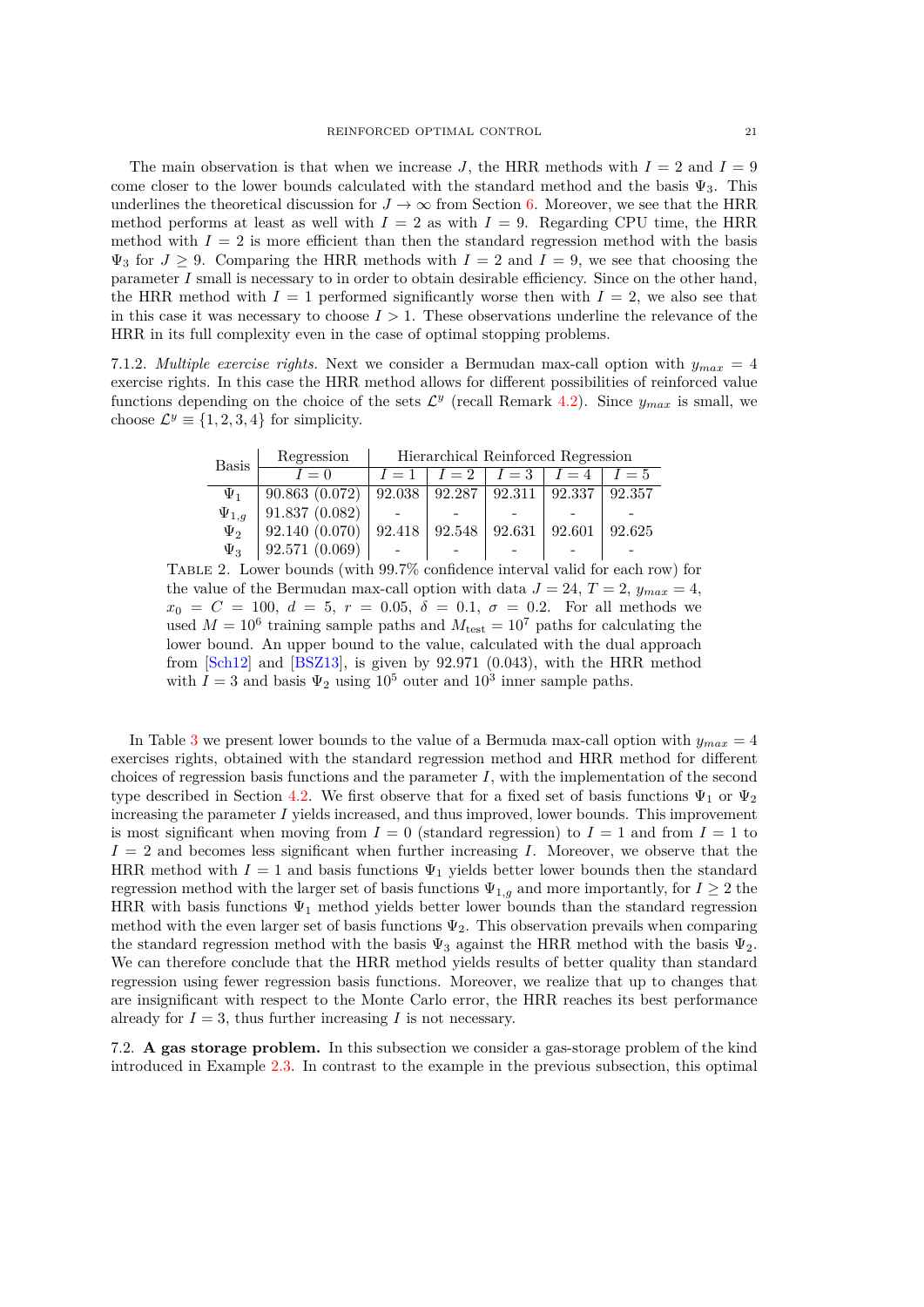The main observation is that when we increase $J$, the HRR methods with $I = 2$ and $I = 9$ come closer to the lower bounds calculated with the standard method and the basis $\Psi_3$. This underlines the theoretical discussion for $J \to \infty$ from Section 6. Moreover, we see that the HRR method performs at least as well with $I = 2$ as with $I = 9$. Regarding CPU time, the HRR method with $I = 2$ is more efficient than then the standard regression method with the basis $\Psi_3$ for $J \geq 9$. Comparing the HRR methods with $I = 2$ and $I = 9$, we see that choosing the parameter $I$ small is necessary to in order to obtain desirable efficiency. Since on the other hand, the HRR method with $I = 1$ performed significantly worse then with $I = 2$, we also see that in this case it was necessary to choose $I > 1$. These observations underline the relevance of the HRR in its full complexity even in the case of optimal stopping problems.

7.1.2. *Multiple exercise rights.* Next we consider a Bermudan max-call option with $y_{max} = 4$ exercise rights. In this case the HRR method allows for different possibilities of reinforced value functions depending on the choice of the sets $\mathcal{L}^y$ (recall Remark 4.2). Since $y_{max}$ is small, we choose $\mathcal{L}^y \equiv \{1, 2, 3, 4\}$ for simplicity.

| Basis | Regression | Hierarchical Reinforced Regression | | | | |
|---|---|---|---|---|---|---|
| | $I = 0$ | $I = 1$ | $I = 2$ | $I = 3$ | $I = 4$ | $I = 5$ |
| $\Psi_1$ | 90.863 (0.072) | 92.038 | 92.287 | 92.311 | 92.337 | 92.357 |
| $\Psi_{1,g}$ | 91.837 (0.082) | - | - | - | - | - |
| $\Psi_2$ | 92.140 (0.070) | 92.418 | 92.548 | 92.631 | 92.601 | 92.625 |
| $\Psi_3$ | 92.571 (0.069) | - | - | - | - | - |

Table 2. Lower bounds (with 99.7% confidence interval valid for each row) for the value of the Bermudan max-call option with data $J = 24$, $T = 2$, $y_{max} = 4$, $x_0 = C = 100$, $d = 5$, $r = 0.05$, $\delta = 0.1$, $\sigma = 0.2$. For all methods we used $M = 10^6$ training sample paths and $M_{\text{test}} = 10^7$ paths for calculating the lower bound. An upper bound to the value, calculated with the dual approach from [Sch12] and [BSZ13], is given by 92.971 (0.043), with the HRR method with $I = 3$ and basis $\Psi_2$ using $10^5$ outer and $10^3$ inner sample paths.

In Table 3 we present lower bounds to the value of a Bermuda max-call option with $y_{max} = 4$ exercises rights, obtained with the standard regression method and HRR method for different choices of regression basis functions and the parameter $I$, with the implementation of the second type described in Section 4.2. We first observe that for a fixed set of basis functions $\Psi_1$ or $\Psi_2$ increasing the parameter $I$ yields increased, and thus improved, lower bounds. This improvement is most significant when moving from $I = 0$ (standard regression) to $I = 1$ and from $I = 1$ to $I = 2$ and becomes less significant when further increasing $I$. Moreover, we observe that the HRR method with $I = 1$ and basis functions $\Psi_1$ yields better lower bounds then the standard regression method with the larger set of basis functions $\Psi_{1,g}$ and more importantly, for $I \geq 2$ the HRR with basis functions $\Psi_1$ method yields better lower bounds than the standard regression method with the even larger set of basis functions $\Psi_2$. This observation prevails when comparing the standard regression method with the basis $\Psi_3$ against the HRR method with the basis $\Psi_2$. We can therefore conclude that the HRR method yields results of better quality than standard regression using fewer regression basis functions. Moreover, we realize that up to changes that are insignificant with respect to the Monte Carlo error, the HRR reaches its best performance already for $I = 3$, thus further increasing $I$ is not necessary.

7.2. **A gas storage problem.** In this subsection we consider a gas-storage problem of the kind introduced in Example 2.3. In contrast to the example in the previous subsection, this optimal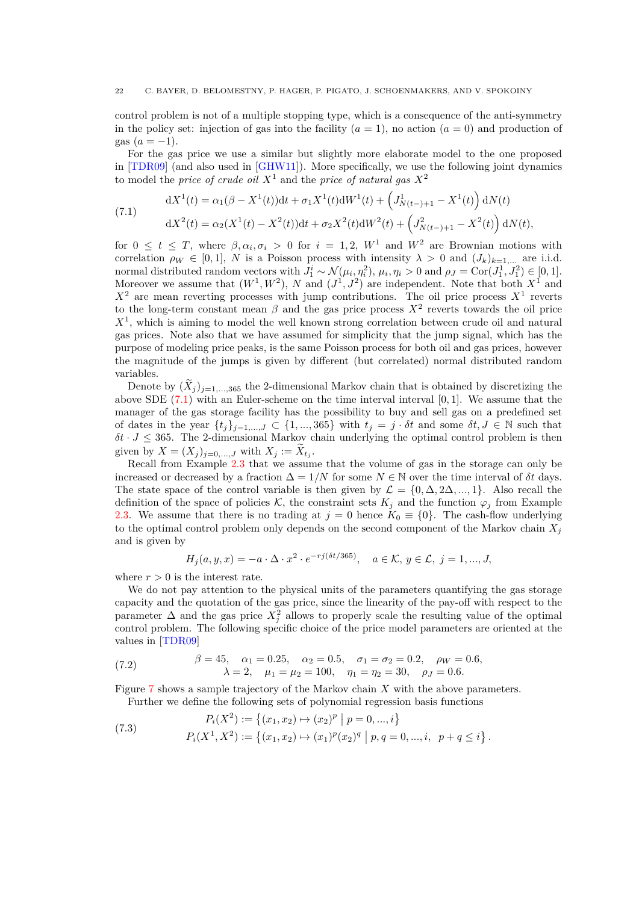control problem is not of a multiple stopping type, which is a consequence of the anti-symmetry in the policy set: injection of gas into the facility ($a = 1$), no action ($a = 0$) and production of gas ($a = -1$).

For the gas price we use a similar but slightly more elaborate model to the one proposed in [TDR09] (and also used in [GHW11]). More specifically, we use the following joint dynamics to model the *price of crude oil* $X^1$ and the *price of natural gas* $X^2$

$$
\begin{aligned}
\mathrm{d}X^1(t) &= \alpha_1(\beta - X^1(t))\mathrm{d}t + \sigma_1 X^1(t)\mathrm{d}W^1(t) + \left(J^1_{N(t-)+1} - X^1(t)\right)\mathrm{d}N(t) \\
\mathrm{d}X^2(t) &= \alpha_2(X^1(t) - X^2(t))\mathrm{d}t + \sigma_2 X^2(t)\mathrm{d}W^2(t) + \left(J^2_{N(t-)+1} - X^2(t)\right)\mathrm{d}N(t),
\end{aligned}
\tag{7.1}
$$

for $0 \leq t \leq T$, where $\beta, \alpha_i, \sigma_i > 0$ for $i = 1, 2$, $W^1$ and $W^2$ are Brownian motions with correlation $\rho_W \in [0, 1]$, $N$ is a Poisson process with intensity $\lambda > 0$ and $(J_k)_{k=1,\ldots}$ are i.i.d. normal distributed random vectors with $J^i_1 \sim \mathcal{N}(\mu_i, \eta_i^2)$, $\mu_i, \eta_i > 0$ and $\rho_J = \mathrm{Cor}(J^1_1, J^2_1) \in [0, 1]$. Moreover we assume that $(W^1, W^2)$, $N$ and $(J^1, J^2)$ are independent. Note that both $X^1$ and $X^2$ are mean reverting processes with jump contributions. The oil price process $X^1$ reverts to the long-term constant mean $\beta$ and the gas price process $X^2$ reverts towards the oil price $X^1$, which is aiming to model the well known strong correlation between crude oil and natural gas prices. Note also that we have assumed for simplicity that the jump signal, which has the purpose of modeling price peaks, is the same Poisson process for both oil and gas prices, however the magnitude of the jumps is given by different (but correlated) normal distributed random variables.

Denote by $(\widetilde{X}_j)_{j=1,\ldots,365}$ the 2-dimensional Markov chain that is obtained by discretizing the above SDE (7.1) with an Euler-scheme on the time interval interval $[0, 1]$. We assume that the manager of the gas storage facility has the possibility to buy and sell gas on a predefined set of dates in the year $\{t_j\}_{j=1,\ldots,J} \subset \{1, \ldots, 365\}$ with $t_j = j \cdot \delta t$ and some $\delta t, J \in \mathbb{N}$ such that $\delta t \cdot J \leq 365$. The 2-dimensional Markov chain underlying the optimal control problem is then given by $X = (X_j)_{j=0,\ldots,J}$ with $X_j := \widetilde{X}_{t_j}$.

Recall from Example 2.3 that we assume that the volume of gas in the storage can only be increased or decreased by a fraction $\Delta = 1/N$ for some $N \in \mathbb{N}$ over the time interval of $\delta t$ days. The state space of the control variable is then given by $\mathcal{L} = \{0, \Delta, 2\Delta, \ldots, 1\}$. Also recall the definition of the space of policies $\mathcal{K}$, the constraint sets $K_j$ and the function $\varphi_j$ from Example 2.3. We assume that there is no trading at $j = 0$ hence $K_0 \equiv \{0\}$. The cash-flow underlying to the optimal control problem only depends on the second component of the Markov chain $X_j$ and is given by

$$
H_j(a, y, x) = -a \cdot \Delta \cdot x^2 \cdot e^{-rj(\delta t/365)}, \quad a \in \mathcal{K},\ y \in \mathcal{L},\ j = 1, \ldots, J,
$$

where $r > 0$ is the interest rate.

We do not pay attention to the physical units of the parameters quantifying the gas storage capacity and the quotation of the gas price, since the linearity of the pay-off with respect to the parameter $\Delta$ and the gas price $X^2_j$ allows to properly scale the resulting value of the optimal control problem. The following specific choice of the price model parameters are oriented at the values in [TDR09]

$$
\begin{aligned}
&\beta = 45, \quad \alpha_1 = 0.25, \quad \alpha_2 = 0.5, \quad \sigma_1 = \sigma_2 = 0.2, \quad \rho_W = 0.6, \\
&\lambda = 2, \quad \mu_1 = \mu_2 = 100, \quad \eta_1 = \eta_2 = 30, \quad \rho_J = 0.6.
\end{aligned}
\tag{7.2}
$$

Figure 7 shows a sample trajectory of the Markov chain $X$ with the above parameters.

Further we define the following sets of polynomial regression basis functions

$$
\begin{aligned}
P_i(X^2) &:= \left\{(x_1, x_2) \mapsto (x_2)^p \;\middle|\; p = 0, \ldots, i\right\} \\
P_i(X^1, X^2) &:= \left\{(x_1, x_2) \mapsto (x_1)^p (x_2)^q \;\middle|\; p, q = 0, \ldots, i,\ \ p + q \leq i\right\}.
\end{aligned}
\tag{7.3}
$$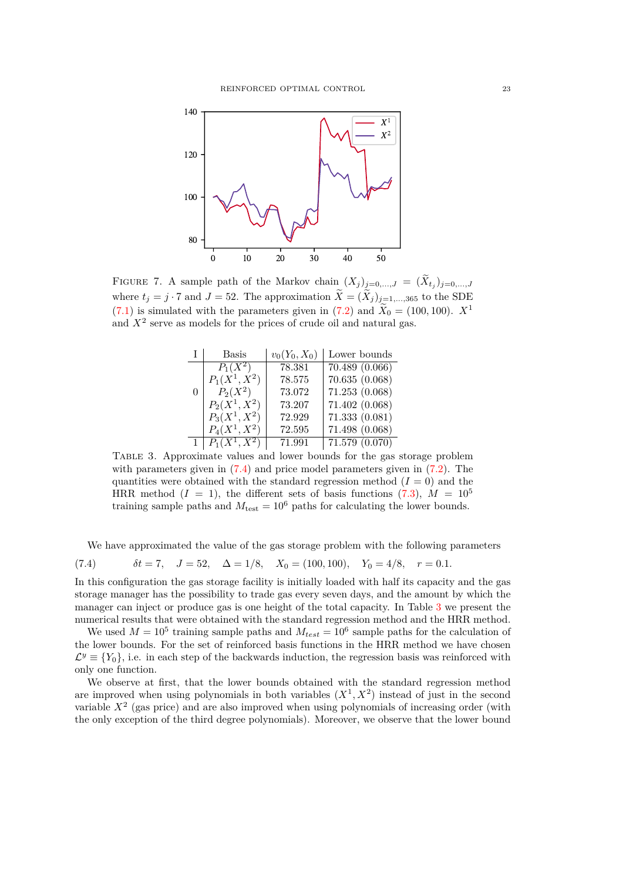FIGURE 7. A sample path of the Markov chain $(X_j)_{j=0,\dots,J} = (\widetilde{X}_{t_j})_{j=0,\dots,J}$ where $t_j = j \cdot 7$ and $J = 52$. The approximation $\widetilde{X} = (\widetilde{X}_j)_{j=1,\dots,365}$ to the SDE (7.1) is simulated with the parameters given in (7.2) and $\widetilde{X}_0 = (100, 100)$. $X^1$ and $X^2$ serve as models for the prices of crude oil and natural gas.

| I | Basis | $v_0(Y_0, X_0)$ | Lower bounds |
|---|---|---|---|
| 0 | $P_1(X^2)$ | 78.381 | 70.489 (0.066) |
|  | $P_1(X^1, X^2)$ | 78.575 | 70.635 (0.068) |
|  | $P_2(X^2)$ | 73.072 | 71.253 (0.068) |
|  | $P_2(X^1, X^2)$ | 73.207 | 71.402 (0.068) |
|  | $P_3(X^1, X^2)$ | 72.929 | 71.333 (0.081) |
|  | $P_4(X^1, X^2)$ | 72.595 | 71.498 (0.068) |
| 1 | $P_1(X^1, X^2)$ | 71.991 | 71.579 (0.070) |

TABLE 3. Approximate values and lower bounds for the gas storage problem with parameters given in (7.4) and price model parameters given in (7.2). The quantities were obtained with the standard regression method ($I = 0$) and the HRR method ($I = 1$), the different sets of basis functions (7.3), $M = 10^5$ training sample paths and $M_{\text{test}} = 10^6$ paths for calculating the lower bounds.

We have approximated the value of the gas storage problem with the following parameters

$$\delta t = 7, \quad J = 52, \quad \Delta = 1/8, \quad X_0 = (100, 100), \quad Y_0 = 4/8, \quad r = 0.1. \tag{7.4}$$

In this configuration the gas storage facility is initially loaded with half its capacity and the gas storage manager has the possibility to trade gas every seven days, and the amount by which the manager can inject or produce gas is one height of the total capacity. In Table 3 we present the numerical results that were obtained with the standard regression method and the HRR method.

We used $M = 10^5$ training sample paths and $M_{test} = 10^6$ sample paths for the calculation of the lower bounds. For the set of reinforced basis functions in the HRR method we have chosen $\mathcal{L}^y \equiv \{Y_0\}$, i.e. in each step of the backwards induction, the regression basis was reinforced with only one function.

We observe at first, that the lower bounds obtained with the standard regression method are improved when using polynomials in both variables $(X^1, X^2)$ instead of just in the second variable $X^2$ (gas price) and are also improved when using polynomials of increasing order (with the only exception of the third degree polynomials). Moreover, we observe that the lower bound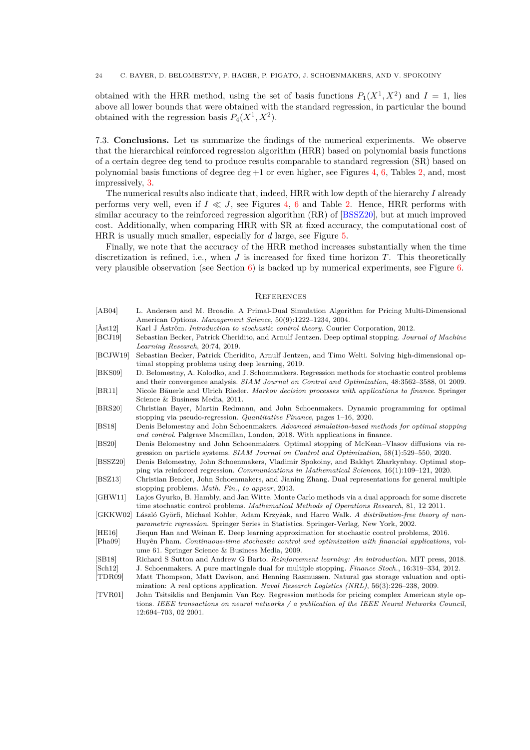obtained with the HRR method, using the set of basis functions $P_1(X^1, X^2)$ and $I = 1$, lies above all lower bounds that were obtained with the standard regression, in particular the bound obtained with the regression basis $P_4(X^1, X^2)$.

7.3. **Conclusions.** Let us summarize the findings of the numerical experiments. We observe that the hierarchical reinforced regression algorithm (HRR) based on polynomial basis functions of a certain degree deg tend to produce results comparable to standard regression (SR) based on polynomial basis functions of degree deg +1 or even higher, see Figures 4, 6, Tables 2, and, most impressively, 3.

The numerical results also indicate that, indeed, HRR with low depth of the hierarchy $I$ already performs very well, even if $I \ll J$, see Figures 4, 6 and Table 2. Hence, HRR performs with similar accuracy to the reinforced regression algorithm (RR) of [BSSZ20], but at much improved cost. Additionally, when comparing HRR with SR at fixed accuracy, the computational cost of HRR is usually much smaller, especially for $d$ large, see Figure 5.

Finally, we note that the accuracy of the HRR method increases substantially when the time discretization is refined, i.e., when $J$ is increased for fixed time horizon $T$. This theoretically very plausible observation (see Section 6) is backed up by numerical experiments, see Figure 6.

## References

- [AB04] L. Andersen and M. Broadie. A Primal-Dual Simulation Algorithm for Pricing Multi-Dimensional American Options. *Management Science*, 50(9):1222–1234, 2004.
- [Åst12] Karl J Åström. *Introduction to stochastic control theory*. Courier Corporation, 2012.
- [BCJ19] Sebastian Becker, Patrick Cheridito, and Arnulf Jentzen. Deep optimal stopping. *Journal of Machine Learning Research*, 20:74, 2019.
- [BCJW19] Sebastian Becker, Patrick Cheridito, Arnulf Jentzen, and Timo Welti. Solving high-dimensional optimal stopping problems using deep learning, 2019.
- [BKS09] D. Belomestny, A. Kolodko, and J. Schoenmakers. Regression methods for stochastic control problems and their convergence analysis. *SIAM Journal on Control and Optimization*, 48:3562–3588, 01 2009.
- [BR11] Nicole Bäuerle and Ulrich Rieder. *Markov decision processes with applications to finance*. Springer Science & Business Media, 2011.
- [BRS20] Christian Bayer, Martin Redmann, and John Schoenmakers. Dynamic programming for optimal stopping via pseudo-regression. *Quantitative Finance*, pages 1–16, 2020.
- [BS18] Denis Belomestny and John Schoenmakers. *Advanced simulation-based methods for optimal stopping and control*. Palgrave Macmillan, London, 2018. With applications in finance.
- [BS20] Denis Belomestny and John Schoenmakers. Optimal stopping of McKean–Vlasov diffusions via regression on particle systems. *SIAM Journal on Control and Optimization*, 58(1):529–550, 2020.
- [BSSZ20] Denis Belomestny, John Schoenmakers, Vladimir Spokoiny, and Bakhyt Zharkynbay. Optimal stopping via reinforced regression. *Communications in Mathematical Sciences*, 16(1):109–121, 2020.
- [BSZ13] Christian Bender, John Schoenmakers, and Jianing Zhang. Dual representations for general multiple stopping problems. *Math. Fin., to appear*, 2013.
- [GHW11] Lajos Gyurko, B. Hambly, and Jan Witte. Monte Carlo methods via a dual approach for some discrete time stochastic control problems. *Mathematical Methods of Operations Research*, 81, 12 2011.
- [GKKW02] László Györfi, Michael Kohler, Adam Krzyżak, and Harro Walk. *A distribution-free theory of nonparametric regression*. Springer Series in Statistics. Springer-Verlag, New York, 2002.
- [HE16] Jiequn Han and Weinan E. Deep learning approximation for stochastic control problems, 2016.
- [Pha09] Huyên Pham. *Continuous-time stochastic control and optimization with financial applications*, volume 61. Springer Science & Business Media, 2009.
- [SB18] Richard S Sutton and Andrew G Barto. *Reinforcement learning: An introduction*. MIT press, 2018.
- [Sch12] J. Schoenmakers. A pure martingale dual for multiple stopping. *Finance Stoch.*, 16:319–334, 2012.
- [TDR09] Matt Thompson, Matt Davison, and Henning Rasmussen. Natural gas storage valuation and optimization: A real options application. *Naval Research Logistics (NRL)*, 56(3):226–238, 2009.
- [TVR01] John Tsitsiklis and Benjamin Van Roy. Regression methods for pricing complex American style options. *IEEE transactions on neural networks / a publication of the IEEE Neural Networks Council*, 12:694–703, 02 2001.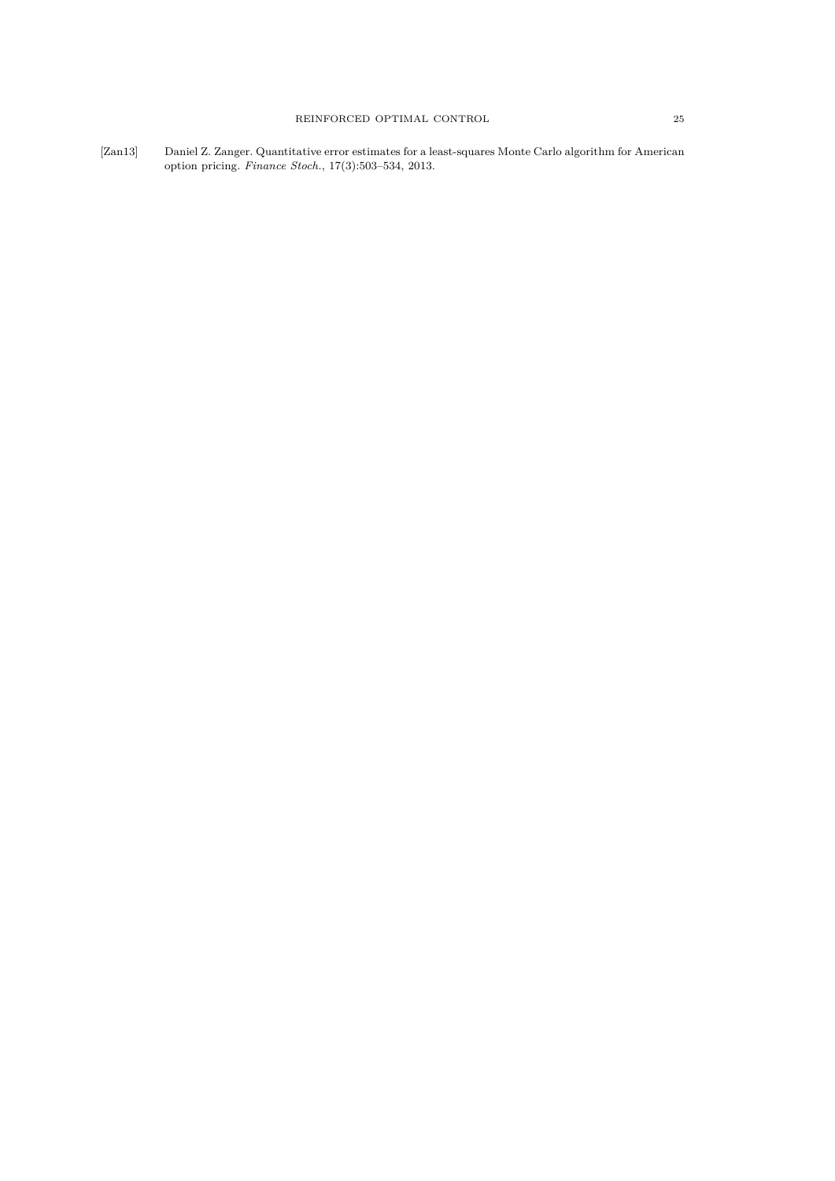[Zan13] Daniel Z. Zanger. Quantitative error estimates for a least-squares Monte Carlo algorithm for American option pricing. *Finance Stoch.*, 17(3):503–534, 2013.